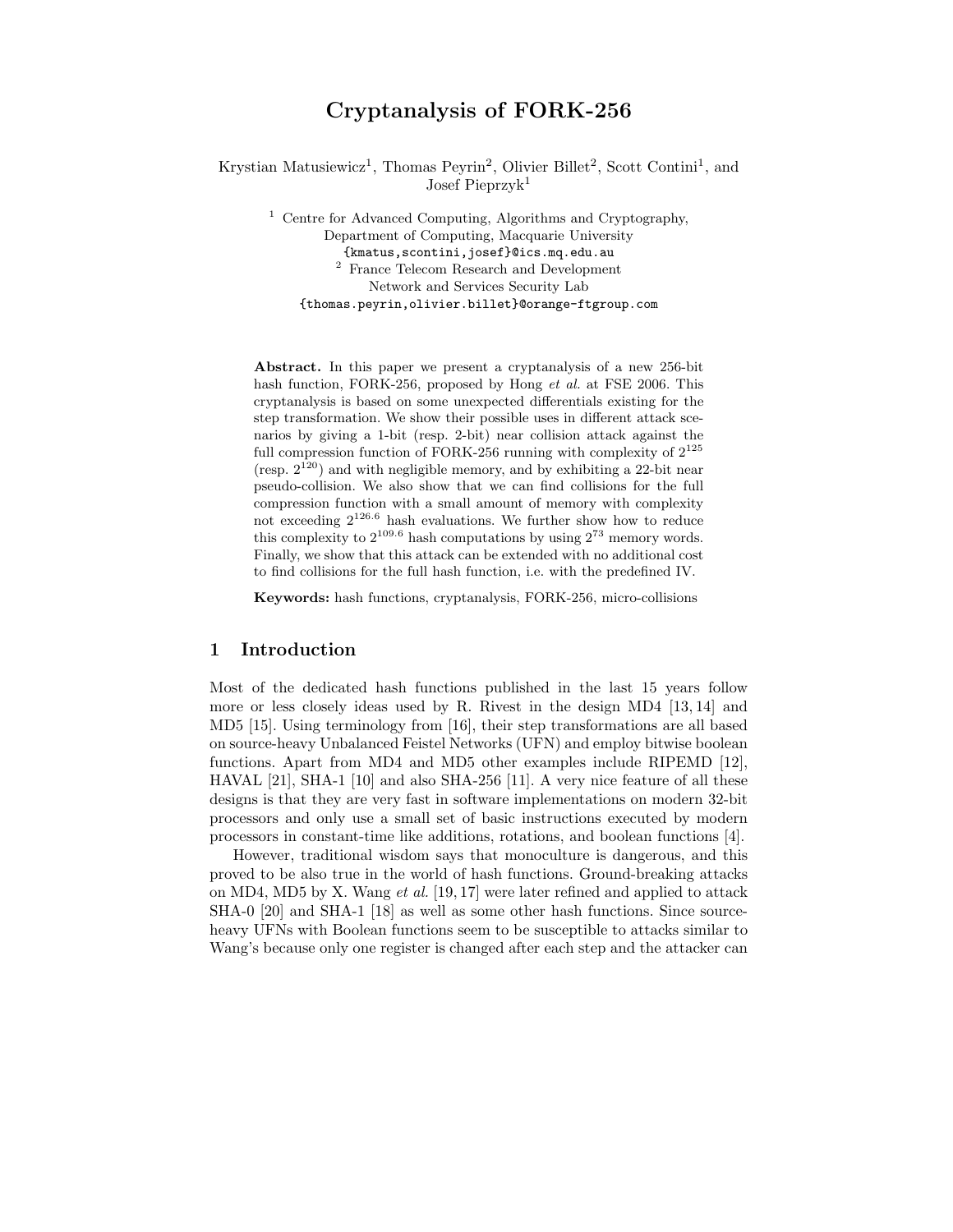# Cryptanalysis of FORK-256

Krystian Matusiewicz[1], Thomas Peyrin[2], Olivier Billet[2], Scott Contini[1], and Josef Pieprzyk[1]

[1] Centre for Advanced Computing, Algorithms and Cryptography, Department of Computing, Macquarie University
{kmatus,scontini,josef}@ics.mq.edu.au

[2] France Telecom Research and Development Network and Services Security Lab
{thomas.peyrin,olivier.billet}@orange-ftgroup.com

**Abstract.** In this paper we present a cryptanalysis of a new 256-bit hash function, FORK-256, proposed by Hong *et al.* at FSE 2006. This cryptanalysis is based on some unexpected differentials existing for the step transformation. We show their possible uses in different attack scenarios by giving a 1-bit (resp. 2-bit) near collision attack against the full compression function of FORK-256 running with complexity of $2^{125}$ (resp. $2^{120}$) and with negligible memory, and by exhibiting a 22-bit near pseudo-collision. We also show that we can find collisions for the full compression function with a small amount of memory with complexity not exceeding $2^{126.6}$ hash evaluations. We further show how to reduce this complexity to $2^{109.6}$ hash computations by using $2^{73}$ memory words. Finally, we show that this attack can be extended with no additional cost to find collisions for the full hash function, i.e. with the predefined IV.

**Keywords:** hash functions, cryptanalysis, FORK-256, micro-collisions

## 1 Introduction

Most of the dedicated hash functions published in the last 15 years follow more or less closely ideas used by R. Rivest in the design MD4 [13, 14] and MD5 [15]. Using terminology from [16], their step transformations are all based on source-heavy Unbalanced Feistel Networks (UFN) and employ bitwise boolean functions. Apart from MD4 and MD5 other examples include RIPEMD [12], HAVAL [21], SHA-1 [10] and also SHA-256 [11]. A very nice feature of all these designs is that they are very fast in software implementations on modern 32-bit processors and only use a small set of basic instructions executed by modern processors in constant-time like additions, rotations, and boolean functions [4].

However, traditional wisdom says that monoculture is dangerous, and this proved to be also true in the world of hash functions. Ground-breaking attacks on MD4, MD5 by X. Wang *et al.* [19, 17] were later refined and applied to attack SHA-0 [20] and SHA-1 [18] as well as some other hash functions. Since source-heavy UFNs with Boolean functions seem to be susceptible to attacks similar to Wang's because only one register is changed after each step and the attacker can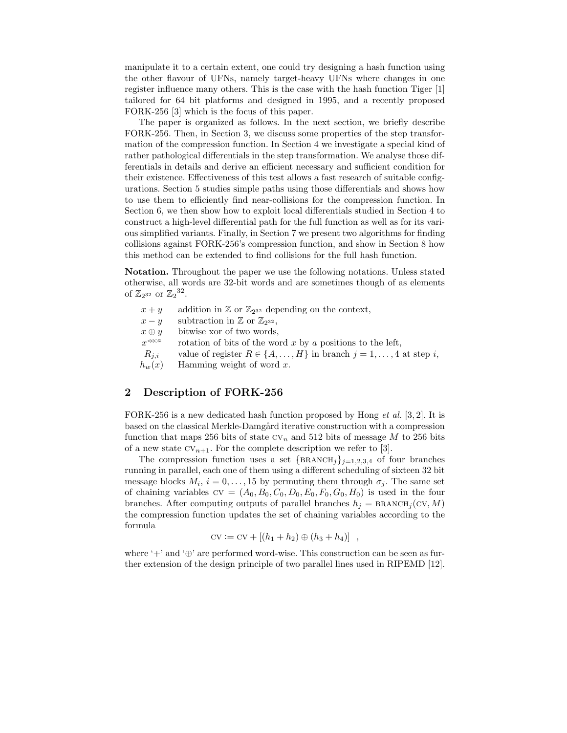manipulate it to a certain extent, one could try designing a hash function using the other flavour of UFNs, namely target-heavy UFNs where changes in one register influence many others. This is the case with the hash function Tiger [1] tailored for 64 bit platforms and designed in 1995, and a recently proposed FORK-256 [3] which is the focus of this paper.

The paper is organized as follows. In the next section, we briefly describe FORK-256. Then, in Section 3, we discuss some properties of the step transformation of the compression function. In Section 4 we investigate a special kind of rather pathological differentials in the step transformation. We analyse those differentials in details and derive an efficient necessary and sufficient condition for their existence. Effectiveness of this test allows a fast research of suitable configurations. Section 5 studies simple paths using those differentials and shows how to use them to efficiently find near-collisions for the compression function. In Section 6, we then show how to exploit local differentials studied in Section 4 to construct a high-level differential path for the full function as well as for its various simplified variants. Finally, in Section 7 we present two algorithms for finding collisions against FORK-256's compression function, and show in Section 8 how this method can be extended to find collisions for the full hash function.

**Notation.** Throughout the paper we use the following notations. Unless stated otherwise, all words are 32-bit words and are sometimes though of as elements of $\mathbb{Z}_{2^{32}}$ or $\mathbb{Z}_2{}^{32}$.

- $x + y$ — addition in $\mathbb{Z}$ or $\mathbb{Z}_{2^{32}}$ depending on the context,
- $x - y$ — subtraction in $\mathbb{Z}$ or $\mathbb{Z}_{2^{32}}$,
- $x \oplus y$ — bitwise xor of two words,
- $x^{\lll a}$ — rotation of bits of the word $x$ by $a$ positions to the left,
- $R_{j,i}$ — value of register $R \in \{A, \ldots, H\}$ in branch $j = 1, \ldots, 4$ at step $i$,
- $h_w(x)$ — Hamming weight of word $x$.

## 2 Description of FORK-256

FORK-256 is a new dedicated hash function proposed by Hong *et al.* [3, 2]. It is based on the classical Merkle-Damgård iterative construction with a compression function that maps 256 bits of state $\text{CV}_n$ and 512 bits of message $M$ to 256 bits of a new state $\text{CV}_{n+1}$. For the complete description we refer to [3].

The compression function uses a set $\{\text{BRANCH}_j\}_{j=1,2,3,4}$ of four branches running in parallel, each one of them using a different scheduling of sixteen 32 bit message blocks $M_i$, $i = 0, \ldots, 15$ by permuting them through $\sigma_j$. The same set of chaining variables $\text{CV} = (A_0, B_0, C_0, D_0, E_0, F_0, G_0, H_0)$ is used in the four branches. After computing outputs of parallel branches $h_j = \text{BRANCH}_j(\text{CV}, M)$ the compression function updates the set of chaining variables according to the formula

$$\text{CV} := \text{CV} + [(h_1 + h_2) \oplus (h_3 + h_4)] \quad ,$$

where '+' and '$\oplus$' are performed word-wise. This construction can be seen as further extension of the design principle of two parallel lines used in RIPEMD [12].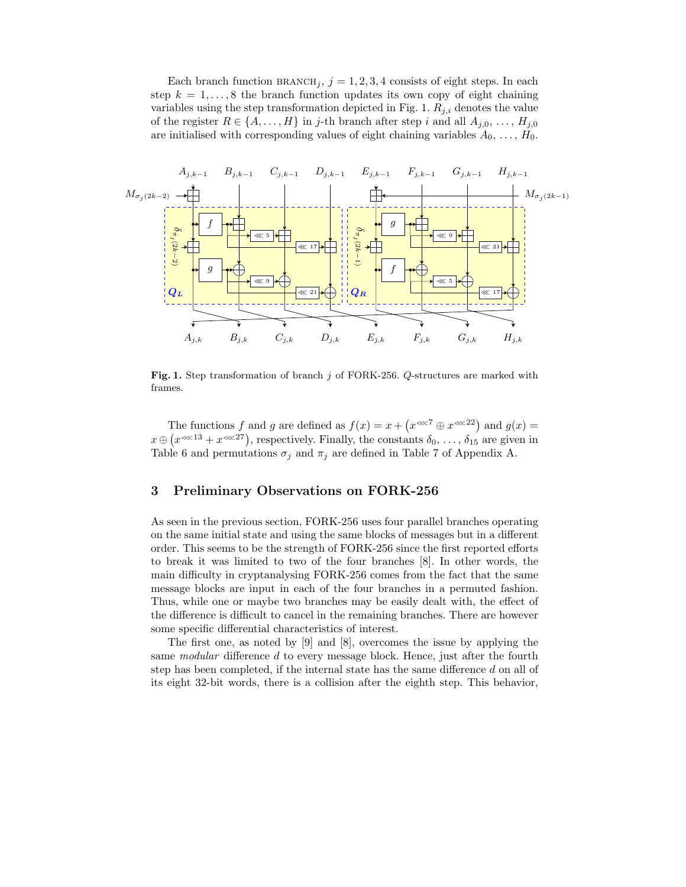Each branch function $\text{BRANCH}_j$, $j = 1, 2, 3, 4$ consists of eight steps. In each step $k = 1, \ldots, 8$ the branch function updates its own copy of eight chaining variables using the step transformation depicted in Fig. 1. $R_{j,i}$ denotes the value of the register $R \in \{A, \ldots, H\}$ in $j$-th branch after step $i$ and all $A_{j,0}, \ldots, H_{j,0}$ are initialised with corresponding values of eight chaining variables $A_0, \ldots, H_0$.

**Fig. 1.** Step transformation of branch $j$ of FORK-256. $Q$-structures are marked with frames.

The functions $f$ and $g$ are defined as $f(x) = x + \left(x^{\lll 7} \oplus x^{\lll 22}\right)$ and $g(x) = x \oplus \left(x^{\lll 13} + x^{\lll 27}\right)$, respectively. Finally, the constants $\delta_0, \ldots, \delta_{15}$ are given in Table 6 and permutations $\sigma_j$ and $\pi_j$ are defined in Table 7 of Appendix A.

## 3 Preliminary Observations on FORK-256

As seen in the previous section, FORK-256 uses four parallel branches operating on the same initial state and using the same blocks of messages but in a different order. This seems to be the strength of FORK-256 since the first reported efforts to break it was limited to two of the four branches [8]. In other words, the main difficulty in cryptanalysing FORK-256 comes from the fact that the same message blocks are input in each of the four branches in a permuted fashion. Thus, while one or maybe two branches may be easily dealt with, the effect of the difference is difficult to cancel in the remaining branches. There are however some specific differential characteristics of interest.

The first one, as noted by [9] and [8], overcomes the issue by applying the same *modular* difference $d$ to every message block. Hence, just after the fourth step has been completed, if the internal state has the same difference $d$ on all of its eight 32-bit words, there is a collision after the eighth step. This behavior,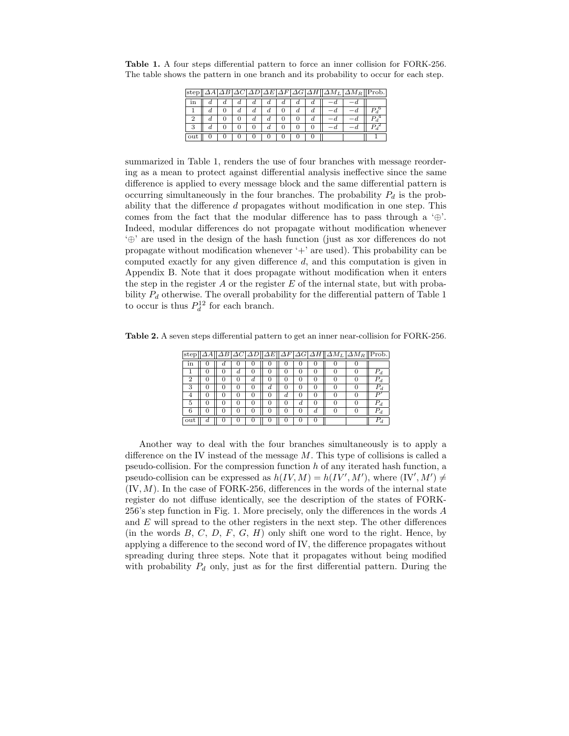**Table 1.** A four steps differential pattern to force an inner collision for FORK-256. The table shows the pattern in one branch and its probability to occur for each step.

| step | $\Delta A$ | $\Delta B$ | $\Delta C$ | $\Delta D$ | $\Delta E$ | $\Delta F$ | $\Delta G$ | $\Delta H$ | $\Delta M_L$ | $\Delta M_R$ | Prob. |
|---|---|---|---|---|---|---|---|---|---|---|---|
| in | $d$ | $d$ | $d$ | $d$ | $d$ | $d$ | $d$ | $d$ | $-d$ | $-d$ | |
| 1 | $d$ | 0 | $d$ | $d$ | $d$ | 0 | $d$ | $d$ | $-d$ | $-d$ | $P_d^6$ |
| 2 | $d$ | 0 | 0 | $d$ | $d$ | 0 | 0 | $d$ | $-d$ | $-d$ | $P_d^4$ |
| 3 | $d$ | 0 | 0 | 0 | $d$ | 0 | 0 | 0 | $-d$ | $-d$ | $P_d^2$ |
| out | 0 | 0 | 0 | 0 | 0 | 0 | 0 | 0 | | | 1 |

summarized in Table 1, renders the use of four branches with message reordering as a mean to protect against differential analysis ineffective since the same difference is applied to every message block and the same differential pattern is occurring simultaneously in the four branches. The probability $P_d$ is the probability that the difference $d$ propagates without modification in one step. This comes from the fact that the modular difference has to pass through a '$\oplus$'. Indeed, modular differences do not propagate without modification whenever '$\oplus$' are used in the design of the hash function (just as xor differences do not propagate without modification whenever '+' are used). This probability can be computed exactly for any given difference $d$, and this computation is given in Appendix B. Note that it does propagate without modification when it enters the step in the register $A$ or the register $E$ of the internal state, but with probability $P_d$ otherwise. The overall probability for the differential pattern of Table 1 to occur is thus $P_d^{12}$ for each branch.

**Table 2.** A seven steps differential pattern to get an inner near-collision for FORK-256.

| step | $\Delta A$ | $\Delta B$ | $\Delta C$ | $\Delta D$ | $\Delta E$ | $\Delta F$ | $\Delta G$ | $\Delta H$ | $\Delta M_L$ | $\Delta M_R$ | Prob. |
|---|---|---|---|---|---|---|---|---|---|---|---|
| in | 0 | $d$ | 0 | 0 | 0 | 0 | 0 | 0 | 0 | 0 | |
| 1 | 0 | 0 | $d$ | 0 | 0 | 0 | 0 | 0 | 0 | 0 | $P_d$ |
| 2 | 0 | 0 | 0 | $d$ | 0 | 0 | 0 | 0 | 0 | 0 | $P_d$ |
| 3 | 0 | 0 | 0 | 0 | $d$ | 0 | 0 | 0 | 0 | 0 | $P_d$ |
| 4 | 0 | 0 | 0 | 0 | 0 | $d$ | 0 | 0 | 0 | 0 | $P'$ |
| 5 | 0 | 0 | 0 | 0 | 0 | 0 | $d$ | 0 | 0 | 0 | $P_d$ |
| 6 | 0 | 0 | 0 | 0 | 0 | 0 | 0 | $d$ | 0 | 0 | $P_d$ |
| out | $d$ | 0 | 0 | 0 | 0 | 0 | 0 | 0 | | | $P_d$ |

Another way to deal with the four branches simultaneously is to apply a difference on the IV instead of the message $M$. This type of collisions is called a pseudo-collision. For the compression function $h$ of any iterated hash function, a pseudo-collision can be expressed as $h(IV, M) = h(IV', M')$, where $(\text{IV}', M') \neq (\text{IV}, M)$. In the case of FORK-256, differences in the words of the internal state register do not diffuse identically, see the description of the states of FORK-256's step function in Fig. 1. More precisely, only the differences in the words $A$ and $E$ will spread to the other registers in the next step. The other differences (in the words $B$, $C$, $D$, $F$, $G$, $H$) only shift one word to the right. Hence, by applying a difference to the second word of IV, the difference propagates without spreading during three steps. Note that it propagates without being modified with probability $P_d$ only, just as for the first differential pattern. During the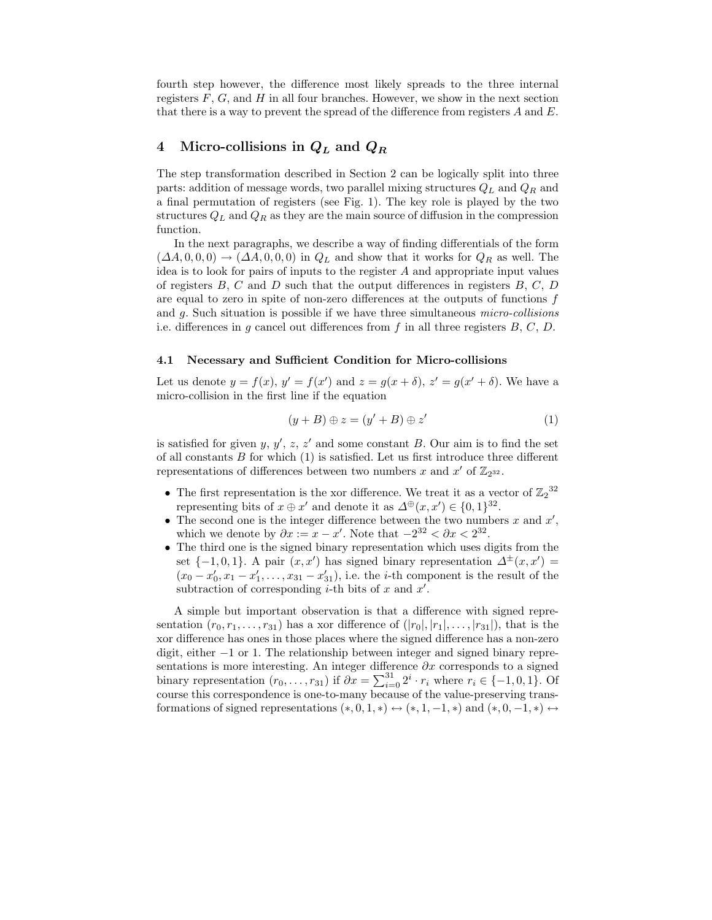fourth step however, the difference most likely spreads to the three internal registers $F$, $G$, and $H$ in all four branches. However, we show in the next section that there is a way to prevent the spread of the difference from registers $A$ and $E$.

## 4 Micro-collisions in $Q_L$ and $Q_R$

The step transformation described in Section 2 can be logically split into three parts: addition of message words, two parallel mixing structures $Q_L$ and $Q_R$ and a final permutation of registers (see Fig. 1). The key role is played by the two structures $Q_L$ and $Q_R$ as they are the main source of diffusion in the compression function.

In the next paragraphs, we describe a way of finding differentials of the form $(\Delta A, 0, 0, 0) \rightarrow (\Delta A, 0, 0, 0)$ in $Q_L$ and show that it works for $Q_R$ as well. The idea is to look for pairs of inputs to the register $A$ and appropriate input values of registers $B$, $C$ and $D$ such that the output differences in registers $B$, $C$, $D$ are equal to zero in spite of non-zero differences at the outputs of functions $f$ and $g$. Such situation is possible if we have three simultaneous *micro-collisions* i.e. differences in $g$ cancel out differences from $f$ in all three registers $B$, $C$, $D$.

### 4.1 Necessary and Sufficient Condition for Micro-collisions

Let us denote $y = f(x)$, $y' = f(x')$ and $z = g(x + \delta)$, $z' = g(x' + \delta)$. We have a micro-collision in the first line if the equation

$$(y + B) \oplus z = (y' + B) \oplus z' \tag{1}$$

is satisfied for given $y$, $y'$, $z$, $z'$ and some constant $B$. Our aim is to find the set of all constants $B$ for which (1) is satisfied. Let us first introduce three different representations of differences between two numbers $x$ and $x'$ of $\mathbb{Z}_{2^{32}}$.

- The first representation is the xor difference. We treat it as a vector of ${\mathbb{Z}_2}^{32}$ representing bits of $x \oplus x'$ and denote it as $\Delta^{\oplus}(x, x') \in \{0, 1\}^{32}$.
- The second one is the integer difference between the two numbers $x$ and $x'$, which we denote by $\partial x := x - x'$. Note that $-2^{32} < \partial x < 2^{32}$.
- The third one is the signed binary representation which uses digits from the set $\{-1, 0, 1\}$. A pair $(x, x')$ has signed binary representation $\Delta^{\pm}(x, x') = (x_0 - x'_0, x_1 - x'_1, \ldots, x_{31} - x'_{31})$, i.e. the $i$-th component is the result of the subtraction of corresponding $i$-th bits of $x$ and $x'$.

A simple but important observation is that a difference with signed representation $(r_0, r_1, \ldots, r_{31})$ has a xor difference of $(|r_0|, |r_1|, \ldots, |r_{31}|)$, that is the xor difference has ones in those places where the signed difference has a non-zero digit, either $-1$ or 1. The relationship between integer and signed binary representations is more interesting. An integer difference $\partial x$ corresponds to a signed binary representation $(r_0, \ldots, r_{31})$ if $\partial x = \sum_{i=0}^{31} 2^i \cdot r_i$ where $r_i \in \{-1, 0, 1\}$. Of course this correspondence is one-to-many because of the value-preserving transformations of signed representations $(*, 0, 1, *) \leftrightarrow (*, 1, -1, *)$ and $(*, 0, -1, *) \leftrightarrow$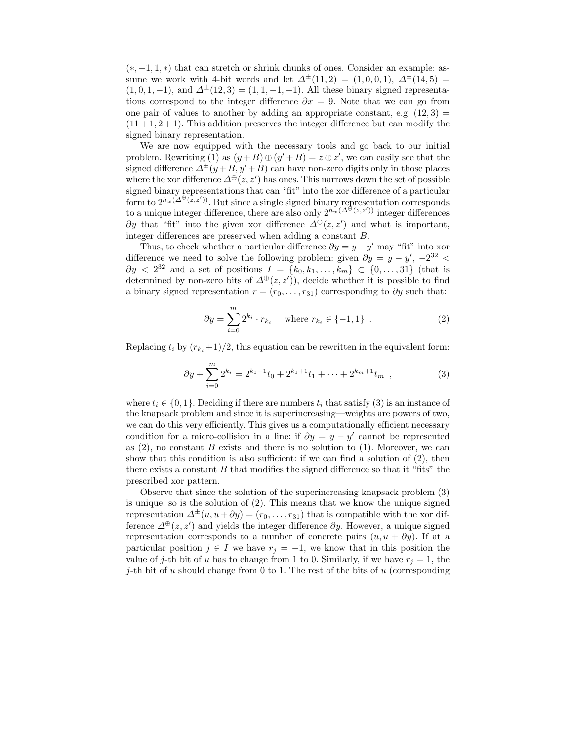$(*, -1, 1, *)$ that can stretch or shrink chunks of ones. Consider an example: assume we work with 4-bit words and let $\Delta^{\pm}(11, 2) = (1, 0, 0, 1)$, $\Delta^{\pm}(14, 5) = (1, 0, 1, -1)$, and $\Delta^{\pm}(12, 3) = (1, 1, -1, -1)$. All these binary signed representations correspond to the integer difference $\partial x = 9$. Note that we can go from one pair of values to another by adding an appropriate constant, e.g. $(12, 3) = (11 + 1, 2 + 1)$. This addition preserves the integer difference but can modify the signed binary representation.

We are now equipped with the necessary tools and go back to our initial problem. Rewriting (1) as $(y + B) \oplus (y' + B) = z \oplus z'$, we can easily see that the signed difference $\Delta^{\pm}(y + B, y' + B)$ can have non-zero digits only in those places where the xor difference $\Delta^{\oplus}(z, z')$ has ones. This narrows down the set of possible signed binary representations that can "fit" into the xor difference of a particular form to $2^{h_w(\Delta^{\oplus}(z,z'))}$. But since a single signed binary representation corresponds to a unique integer difference, there are also only $2^{h_w(\Delta^{\oplus}(z,z'))}$ integer differences $\partial y$ that "fit" into the given xor difference $\Delta^{\oplus}(z, z')$ and what is important, integer differences are preserved when adding a constant $B$.

Thus, to check whether a particular difference $\partial y = y - y'$ may "fit" into xor difference we need to solve the following problem: given $\partial y = y - y'$, $-2^{32} < \partial y < 2^{32}$ and a set of positions $I = \{k_0, k_1, \ldots, k_m\} \subset \{0, \ldots, 31\}$ (that is determined by non-zero bits of $\Delta^{\oplus}(z, z')$), decide whether it is possible to find a binary signed representation $r = (r_0, \ldots, r_{31})$ corresponding to $\partial y$ such that:

$$\partial y = \sum_{i=0}^{m} 2^{k_i} \cdot r_{k_i} \quad \text{ where } r_{k_i} \in \{-1, 1\} \ . \tag{2}$$

Replacing $t_i$ by $(r_{k_i} + 1)/2$, this equation can be rewritten in the equivalent form:

$$\partial y + \sum_{i=0}^{m} 2^{k_i} = 2^{k_0+1} t_0 + 2^{k_1+1} t_1 + \cdots + 2^{k_m+1} t_m \ , \tag{3}$$

where $t_i \in \{0, 1\}$. Deciding if there are numbers $t_i$ that satisfy (3) is an instance of the knapsack problem and since it is superincreasing—weights are powers of two, we can do this very efficiently. This gives us a computationally efficient necessary condition for a micro-collision in a line: if $\partial y = y - y'$ cannot be represented as (2), no constant $B$ exists and there is no solution to (1). Moreover, we can show that this condition is also sufficient: if we can find a solution of (2), then there exists a constant $B$ that modifies the signed difference so that it "fits" the prescribed xor pattern.

Observe that since the solution of the superincreasing knapsack problem (3) is unique, so is the solution of (2). This means that we know the unique signed representation $\Delta^{\pm}(u, u + \partial y) = (r_0, \ldots, r_{31})$ that is compatible with the xor difference $\Delta^{\oplus}(z, z')$ and yields the integer difference $\partial y$. However, a unique signed representation corresponds to a number of concrete pairs $(u, u + \partial y)$. If at a particular position $j \in I$ we have $r_j = -1$, we know that in this position the value of $j$-th bit of $u$ has to change from 1 to 0. Similarly, if we have $r_j = 1$, the $j$-th bit of $u$ should change from 0 to 1. The rest of the bits of $u$ (corresponding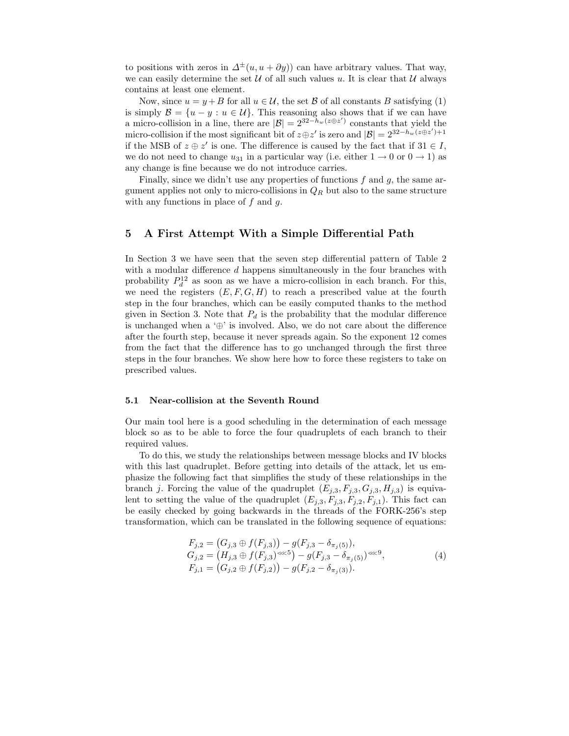to positions with zeros in $\Delta^{\pm}(u, u + \partial y)$) can have arbitrary values. That way, we can easily determine the set $\mathcal{U}$ of all such values $u$. It is clear that $\mathcal{U}$ always contains at least one element.

Now, since $u = y + B$ for all $u \in \mathcal{U}$, the set $\mathcal{B}$ of all constants $B$ satisfying (1) is simply $\mathcal{B} = \{u - y : u \in \mathcal{U}\}$. This reasoning also shows that if we can have a micro-collision in a line, there are $|\mathcal{B}| = 2^{32-h_w(z \oplus z')}$ constants that yield the micro-collision if the most significant bit of $z \oplus z'$ is zero and $|\mathcal{B}| = 2^{32-h_w(z \oplus z')+1}$ if the MSB of $z \oplus z'$ is one. The difference is caused by the fact that if $31 \in I$, we do not need to change $u_{31}$ in a particular way (i.e. either $1 \to 0$ or $0 \to 1$) as any change is fine because we do not introduce carries.

Finally, since we didn't use any properties of functions $f$ and $g$, the same argument applies not only to micro-collisions in $Q_R$ but also to the same structure with any functions in place of $f$ and $g$.

## 5 A First Attempt With a Simple Differential Path

In Section 3 we have seen that the seven step differential pattern of Table 2 with a modular difference $d$ happens simultaneously in the four branches with probability $P_d^{12}$ as soon as we have a micro-collision in each branch. For this, we need the registers $(E, F, G, H)$ to reach a prescribed value at the fourth step in the four branches, which can be easily computed thanks to the method given in Section 3. Note that $P_d$ is the probability that the modular difference is unchanged when a '$\oplus$' is involved. Also, we do not care about the difference after the fourth step, because it never spreads again. So the exponent 12 comes from the fact that the difference has to go unchanged through the first three steps in the four branches. We show here how to force these registers to take on prescribed values.

### 5.1 Near-collision at the Seventh Round

Our main tool here is a good scheduling in the determination of each message block so as to be able to force the four quadruplets of each branch to their required values.

To do this, we study the relationships between message blocks and IV blocks with this last quadruplet. Before getting into details of the attack, let us emphasize the following fact that simplifies the study of these relationships in the branch $j$. Forcing the value of the quadruplet $(E_{j,3}, F_{j,3}, G_{j,3}, H_{j,3})$ is equivalent to setting the value of the quadruplet $(E_{j,3}, F_{j,3}, F_{j,2}, F_{j,1})$. This fact can be easily checked by going backwards in the threads of the FORK-256's step transformation, which can be translated in the following sequence of equations:

$$
\begin{aligned}
F_{j,2} &= \big(G_{j,3} \oplus f(F_{j,3})\big) - g(F_{j,3} - \delta_{\pi_j(5)}), \\
G_{j,2} &= \big(H_{j,3} \oplus f(F_{j,3})^{\lll 5}\big) - g(F_{j,3} - \delta_{\pi_j(5)})^{\lll 9}, \\
F_{j,1} &= \big(G_{j,2} \oplus f(F_{j,2})\big) - g(F_{j,2} - \delta_{\pi_j(3)}).
\end{aligned}
\tag{4}
$$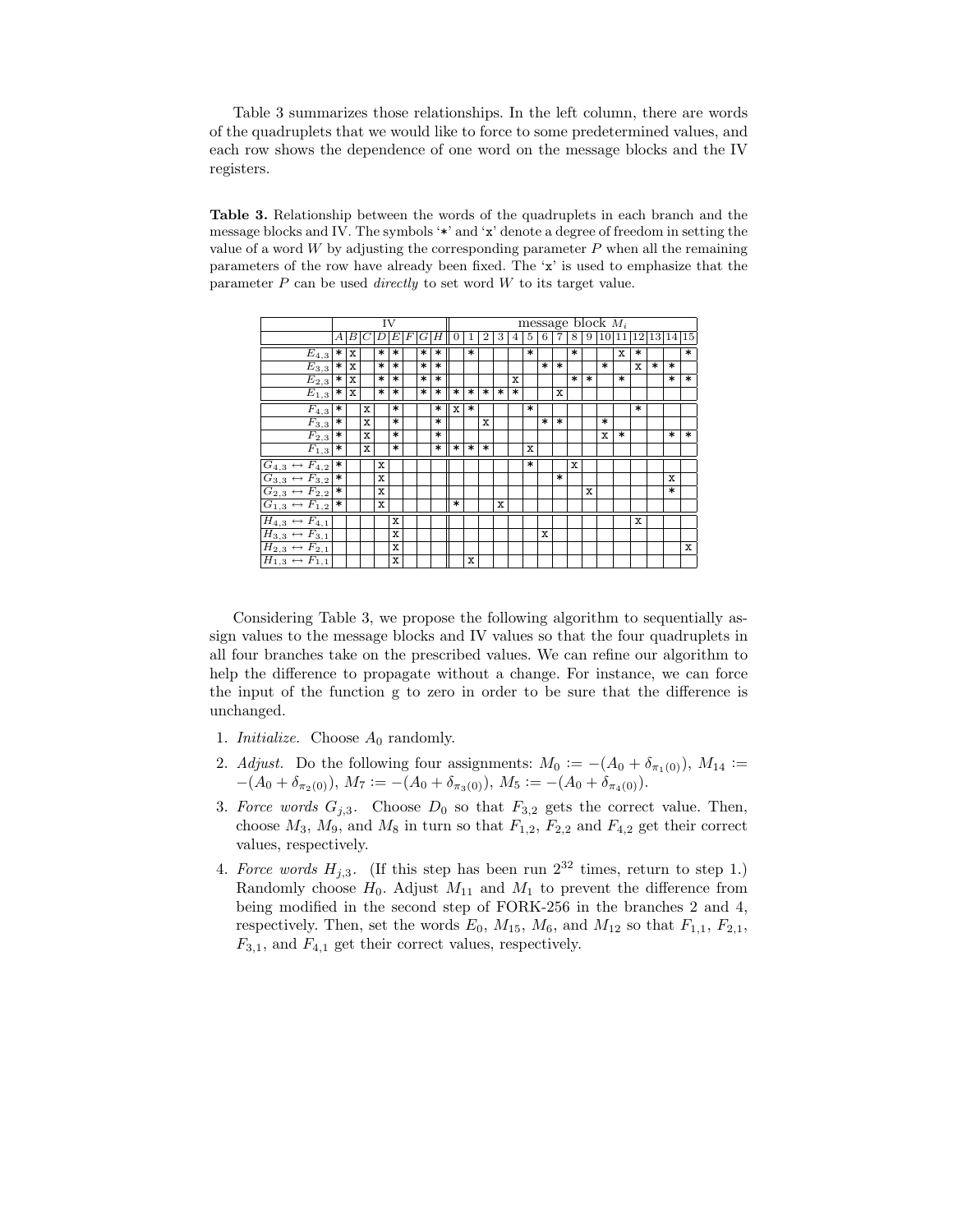Table 3 summarizes those relationships. In the left column, there are words of the quadruplets that we would like to force to some predetermined values, and each row shows the dependence of one word on the message blocks and the IV registers.

**Table 3.** Relationship between the words of the quadruplets in each branch and the message blocks and IV. The symbols '*' and 'x' denote a degree of freedom in setting the value of a word $W$ by adjusting the corresponding parameter $P$ when all the remaining parameters of the row have already been fixed. The 'x' is used to emphasize that the parameter $P$ can be used *directly* to set word $W$ to its target value.

| | IV | | | | | | | | message block $M_i$ | | | | | | | | | | | | | | | |
|---|---|---|---|---|---|---|---|---|---|---|---|---|---|---|---|---|---|---|---|---|---|---|---|---|
| | $A$ | $B$ | $C$ | $D$ | $E$ | $F$ | $G$ | $H$ | 0 | 1 | 2 | 3 | 4 | 5 | 6 | 7 | 8 | 9 | 10 | 11 | 12 | 13 | 14 | 15 |
| $E_{4,3}$ | * | x | | * | * | | * | * | | * | | | | * | | | * | | | x | * | | | * |
| $E_{3,3}$ | * | x | | * | * | | * | * | | | | | | | * | * | | | * | | x | * | * | |
| $E_{2,3}$ | * | x | | * | * | | * | * | | | | | x | | | | * | * | | * | | | * | * |
| $E_{1,3}$ | * | x | | * | * | | * | * | * | * | * | * | * | | | x | | | | | | | | |
| $F_{4,3}$ | * | | x | | * | | | * | x | * | | | | * | | | | | | | * | | | |
| $F_{3,3}$ | * | | x | | * | | | * | | | x | | | | * | * | | | * | | | | | |
| $F_{2,3}$ | * | | x | | * | | | * | | | | | | | | | | | x | * | | | * | * |
| $F_{1,3}$ | * | | x | | * | | | * | * | * | * | | | x | | | | | | | | | | |
| $G_{4,3} \leftrightarrow F_{4,2}$ | * | | | x | | | | | | | | | | * | | | x | | | | | | | |
| $G_{3,3} \leftrightarrow F_{3,2}$ | * | | | x | | | | | | | | | | | | * | | | | | | | x | |
| $G_{2,3} \leftrightarrow F_{2,2}$ | * | | | x | | | | | | | | | | | | | | x | | | | | * | |
| $G_{1,3} \leftrightarrow F_{1,2}$ | * | | | x | | | | | * | | | x | | | | | | | | | | | | |
| $H_{4,3} \leftrightarrow F_{4,1}$ | | | | | x | | | | | | | | | | | | | | | | x | | | |
| $H_{3,3} \leftrightarrow F_{3,1}$ | | | | | x | | | | | | | | | | x | | | | | | | | | |
| $H_{2,3} \leftrightarrow F_{2,1}$ | | | | | x | | | | | | | | | | | | | | | | | | | x |
| $H_{1,3} \leftrightarrow F_{1,1}$ | | | | | x | | | | | x | | | | | | | | | | | | | | |

Considering Table 3, we propose the following algorithm to sequentially assign values to the message blocks and IV values so that the four quadruplets in all four branches take on the prescribed values. We can refine our algorithm to help the difference to propagate without a change. For instance, we can force the input of the function g to zero in order to be sure that the difference is unchanged.

1. *Initialize.* Choose $A_0$ randomly.
2. *Adjust.* Do the following four assignments: $M_0 := -(A_0 + \delta_{\pi_1(0)})$, $M_{14} := -(A_0 + \delta_{\pi_2(0)})$, $M_7 := -(A_0 + \delta_{\pi_3(0)})$, $M_5 := -(A_0 + \delta_{\pi_4(0)})$.
3. *Force words $G_{j,3}$.* Choose $D_0$ so that $F_{3,2}$ gets the correct value. Then, choose $M_3$, $M_9$, and $M_8$ in turn so that $F_{1,2}$, $F_{2,2}$ and $F_{4,2}$ get their correct values, respectively.
4. *Force words $H_{j,3}$.* (If this step has been run $2^{32}$ times, return to step 1.) Randomly choose $H_0$. Adjust $M_{11}$ and $M_1$ to prevent the difference from being modified in the second step of FORK-256 in the branches 2 and 4, respectively. Then, set the words $E_0$, $M_{15}$, $M_6$, and $M_{12}$ so that $F_{1,1}$, $F_{2,1}$, $F_{3,1}$, and $F_{4,1}$ get their correct values, respectively.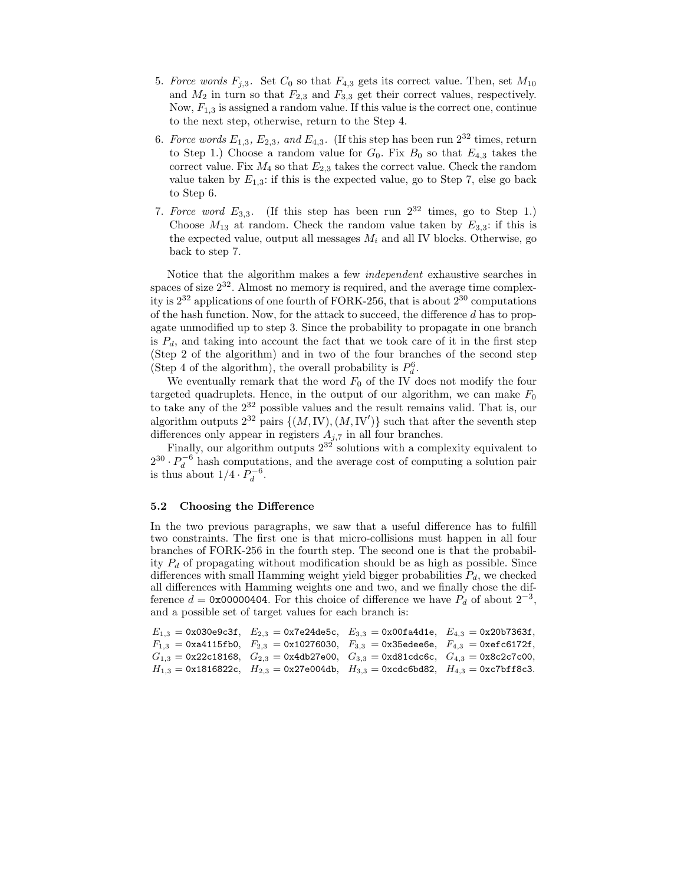5. *Force words* $F_{j,3}$. Set $C_0$ so that $F_{4,3}$ gets its correct value. Then, set $M_{10}$ and $M_2$ in turn so that $F_{2,3}$ and $F_{3,3}$ get their correct values, respectively. Now, $F_{1,3}$ is assigned a random value. If this value is the correct one, continue to the next step, otherwise, return to the Step 4.
6. *Force words* $E_{1,3}$*,* $E_{2,3}$*, and* $E_{4,3}$*.* (If this step has been run $2^{32}$ times, return to Step 1.) Choose a random value for $G_0$. Fix $B_0$ so that $E_{4,3}$ takes the correct value. Fix $M_4$ so that $E_{2,3}$ takes the correct value. Check the random value taken by $E_{1,3}$: if this is the expected value, go to Step 7, else go back to Step 6.
7. *Force word* $E_{3,3}$*.* (If this step has been run $2^{32}$ times, go to Step 1.) Choose $M_{13}$ at random. Check the random value taken by $E_{3,3}$: if this is the expected value, output all messages $M_i$ and all IV blocks. Otherwise, go back to step 7.

Notice that the algorithm makes a few *independent* exhaustive searches in spaces of size $2^{32}$. Almost no memory is required, and the average time complexity is $2^{32}$ applications of one fourth of FORK-256, that is about $2^{30}$ computations of the hash function. Now, for the attack to succeed, the difference $d$ has to propagate unmodified up to step 3. Since the probability to propagate in one branch is $P_d$, and taking into account the fact that we took care of it in the first step (Step 2 of the algorithm) and in two of the four branches of the second step (Step 4 of the algorithm), the overall probability is $P_d^6$.

We eventually remark that the word $F_0$ of the IV does not modify the four targeted quadruplets. Hence, in the output of our algorithm, we can make $F_0$ to take any of the $2^{32}$ possible values and the result remains valid. That is, our algorithm outputs $2^{32}$ pairs $\{(M, \mathrm{IV}), (M, \mathrm{IV}')\}$ such that after the seventh step differences only appear in registers $A_{j,7}$ in all four branches.

Finally, our algorithm outputs $2^{32}$ solutions with a complexity equivalent to $2^{30} \cdot P_d^{-6}$ hash computations, and the average cost of computing a solution pair is thus about $1/4 \cdot P_d^{-6}$.

### 5.2 Choosing the Difference

In the two previous paragraphs, we saw that a useful difference has to fulfill two constraints. The first one is that micro-collisions must happen in all four branches of FORK-256 in the fourth step. The second one is that the probability $P_d$ of propagating without modification should be as high as possible. Since differences with small Hamming weight yield bigger probabilities $P_d$, we checked all differences with Hamming weights one and two, and we finally chose the difference $d =$ `0x00000404`. For this choice of difference we have $P_d$ of about $2^{-3}$, and a possible set of target values for each branch is:

$E_{1,3} =$ `0x030e9c3f`, $E_{2,3} =$ `0x7e24de5c`, $E_{3,3} =$ `0x00fa4d1e`, $E_{4,3} =$ `0x20b7363f`,
$F_{1,3} =$ `0xa4115fb0`, $F_{2,3} =$ `0x10276030`, $F_{3,3} =$ `0x35edee6e`, $F_{4,3} =$ `0xefc6172f`,
$G_{1,3} =$ `0x22c18168`, $G_{2,3} =$ `0x4db27e00`, $G_{3,3} =$ `0xd81cdc6c`, $G_{4,3} =$ `0x8c2c7c00`,
$H_{1,3} =$ `0x1816822c`, $H_{2,3} =$ `0x27e004db`, $H_{3,3} =$ `0xcdc6bd82`, $H_{4,3} =$ `0xc7bff8c3`.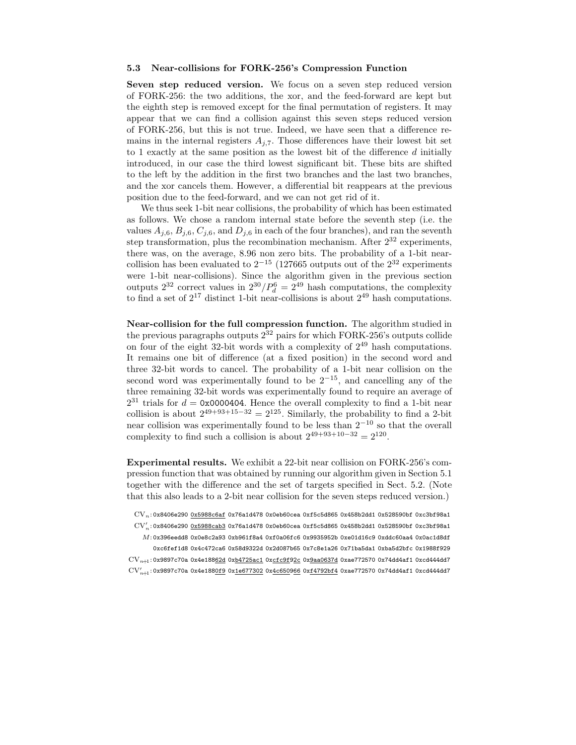### 5.3 Near-collisions for FORK-256's Compression Function

**Seven step reduced version.** We focus on a seven step reduced version of FORK-256: the two additions, the xor, and the feed-forward are kept but the eighth step is removed except for the final permutation of registers. It may appear that we can find a collision against this seven steps reduced version of FORK-256, but this is not true. Indeed, we have seen that a difference remains in the internal registers $A_{j,7}$. Those differences have their lowest bit set to 1 exactly at the same position as the lowest bit of the difference $d$ initially introduced, in our case the third lowest significant bit. These bits are shifted to the left by the addition in the first two branches and the last two branches, and the xor cancels them. However, a differential bit reappears at the previous position due to the feed-forward, and we can not get rid of it.

We thus seek 1-bit near collisions, the probability of which has been estimated as follows. We chose a random internal state before the seventh step (i.e. the values $A_{j,6}$, $B_{j,6}$, $C_{j,6}$, and $D_{j,6}$ in each of the four branches), and ran the seventh step transformation, plus the recombination mechanism. After $2^{32}$ experiments, there was, on the average, 8.96 non zero bits. The probability of a 1-bit near-collision has been evaluated to $2^{-15}$ (127665 outputs out of the $2^{32}$ experiments were 1-bit near-collisions). Since the algorithm given in the previous section outputs $2^{32}$ correct values in $2^{30}/P_d^6 = 2^{49}$ hash computations, the complexity to find a set of $2^{17}$ distinct 1-bit near-collisions is about $2^{49}$ hash computations.

**Near-collision for the full compression function.** The algorithm studied in the previous paragraphs outputs $2^{32}$ pairs for which FORK-256's outputs collide on four of the eight 32-bit words with a complexity of $2^{49}$ hash computations. It remains one bit of difference (at a fixed position) in the second word and three 32-bit words to cancel. The probability of a 1-bit near collision on the second word was experimentally found to be $2^{-15}$, and cancelling any of the three remaining 32-bit words was experimentally found to require an average of $2^{31}$ trials for $d =$ `0x0000404`. Hence the overall complexity to find a 1-bit near collision is about $2^{49+93+15-32} = 2^{125}$. Similarly, the probability to find a 2-bit near collision was experimentally found to be less than $2^{-10}$ so that the overall complexity to find such a collision is about $2^{49+93+10-32} = 2^{120}$.

**Experimental results.** We exhibit a 22-bit near collision on FORK-256's compression function that was obtained by running our algorithm given in Section 5.1 together with the difference and the set of targets specified in Sect. 5.2. (Note that this also leads to a 2-bit near collision for the seven steps reduced version.)

```
CV_n   : 0x8406e290 0x5988c6af 0x76a1d478 0x0eb60cea 0xf5c5d865 0x458b2dd1 0x528590bf 0xc3bf98a1
CV'_n  : 0x8406e290 0x5988cab3 0x76a1d478 0x0eb60cea 0xf5c5d865 0x458b2dd1 0x528590bf 0xc3bf98a1
M      : 0x396eedd8 0x0e8c2a93 0xb961f8a4 0xf0a06fc6 0x9935952b 0xe01d16c9 0xddc60aa4 0x0ac1d8df
         0xc6fef1d8 0x4c472ca6 0x58d9322d 0x2d087b65 0x7c8e1a26 0x71ba5da1 0xba5d2bfc 0x1988f929
CV_n+1 : 0x9897c70a 0x4e18862d 0xb4725ac1 0xcfc9f92c 0x9aa0637d 0xae772570 0x74dd4af1 0xcd444dd7
CV'_n+1: 0x9897c70a 0x4e1880f9 0x1e677302 0x4c650966 0xf4792bf4 0xae772570 0x74dd4af1 0xcd444dd7
```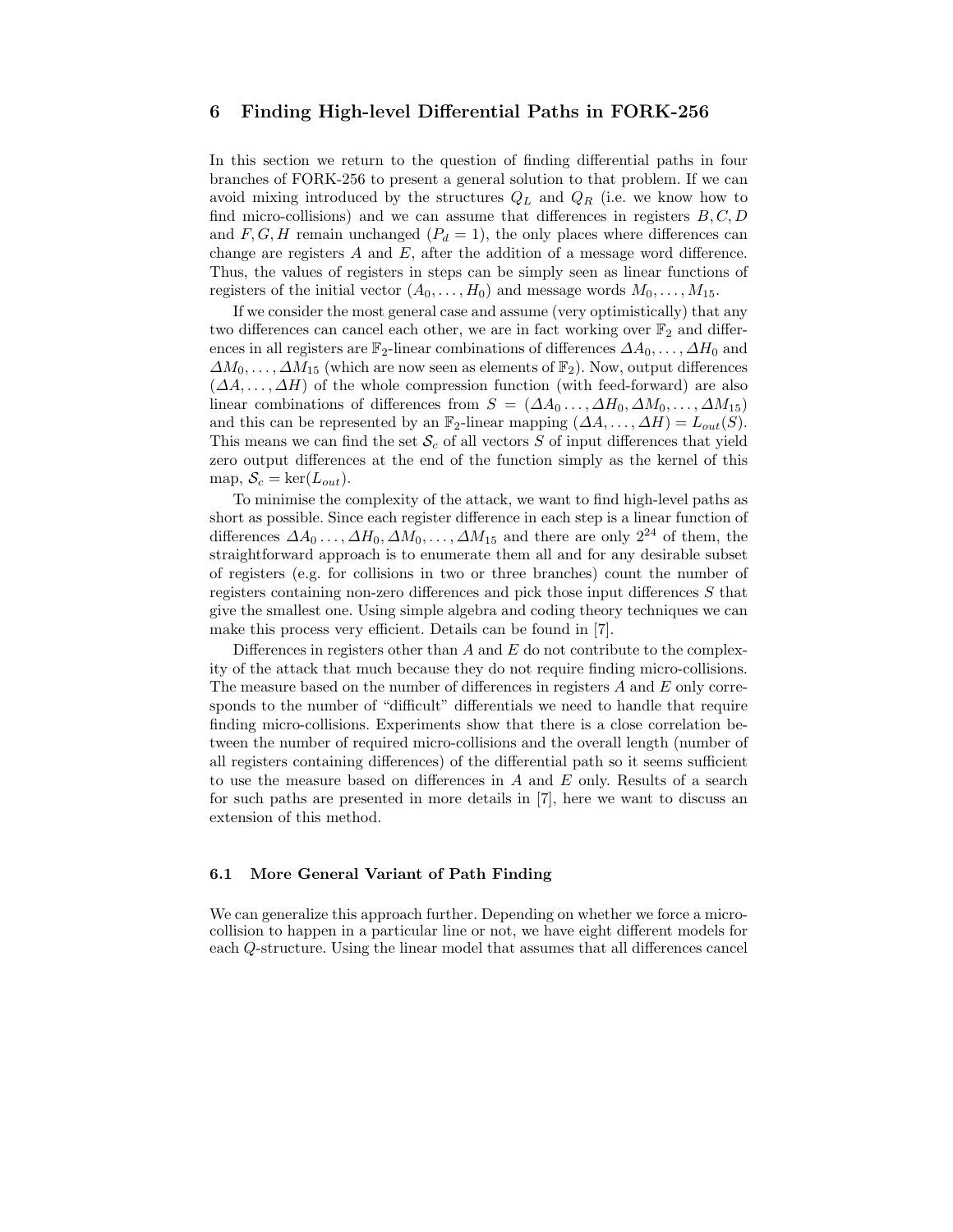## 6 Finding High-level Differential Paths in FORK-256

In this section we return to the question of finding differential paths in four branches of FORK-256 to present a general solution to that problem. If we can avoid mixing introduced by the structures $Q_L$ and $Q_R$ (i.e. we know how to find micro-collisions) and we can assume that differences in registers $B, C, D$ and $F, G, H$ remain unchanged ($P_d = 1$), the only places where differences can change are registers $A$ and $E$, after the addition of a message word difference. Thus, the values of registers in steps can be simply seen as linear functions of registers of the initial vector $(A_0, \ldots, H_0)$ and message words $M_0, \ldots, M_{15}$.

If we consider the most general case and assume (very optimistically) that any two differences can cancel each other, we are in fact working over $\mathbb{F}_2$ and differences in all registers are $\mathbb{F}_2$-linear combinations of differences $\Delta A_0, \ldots, \Delta H_0$ and $\Delta M_0, \ldots, \Delta M_{15}$ (which are now seen as elements of $\mathbb{F}_2$). Now, output differences $(\Delta A, \ldots, \Delta H)$ of the whole compression function (with feed-forward) are also linear combinations of differences from $S = (\Delta A_0 \ldots, \Delta H_0, \Delta M_0, \ldots, \Delta M_{15})$ and this can be represented by an $\mathbb{F}_2$-linear mapping $(\Delta A, \ldots, \Delta H) = L_{out}(S)$. This means we can find the set $\mathcal{S}_c$ of all vectors $S$ of input differences that yield zero output differences at the end of the function simply as the kernel of this map, $\mathcal{S}_c = \ker(L_{out})$.

To minimise the complexity of the attack, we want to find high-level paths as short as possible. Since each register difference in each step is a linear function of differences $\Delta A_0 \ldots, \Delta H_0, \Delta M_0, \ldots, \Delta M_{15}$ and there are only $2^{24}$ of them, the straightforward approach is to enumerate them all and for any desirable subset of registers (e.g. for collisions in two or three branches) count the number of registers containing non-zero differences and pick those input differences $S$ that give the smallest one. Using simple algebra and coding theory techniques we can make this process very efficient. Details can be found in [7].

Differences in registers other than $A$ and $E$ do not contribute to the complexity of the attack that much because they do not require finding micro-collisions. The measure based on the number of differences in registers $A$ and $E$ only corresponds to the number of "difficult" differentials we need to handle that require finding micro-collisions. Experiments show that there is a close correlation between the number of required micro-collisions and the overall length (number of all registers containing differences) of the differential path so it seems sufficient to use the measure based on differences in $A$ and $E$ only. Results of a search for such paths are presented in more details in [7], here we want to discuss an extension of this method.

### 6.1 More General Variant of Path Finding

We can generalize this approach further. Depending on whether we force a micro-collision to happen in a particular line or not, we have eight different models for each $Q$-structure. Using the linear model that assumes that all differences cancel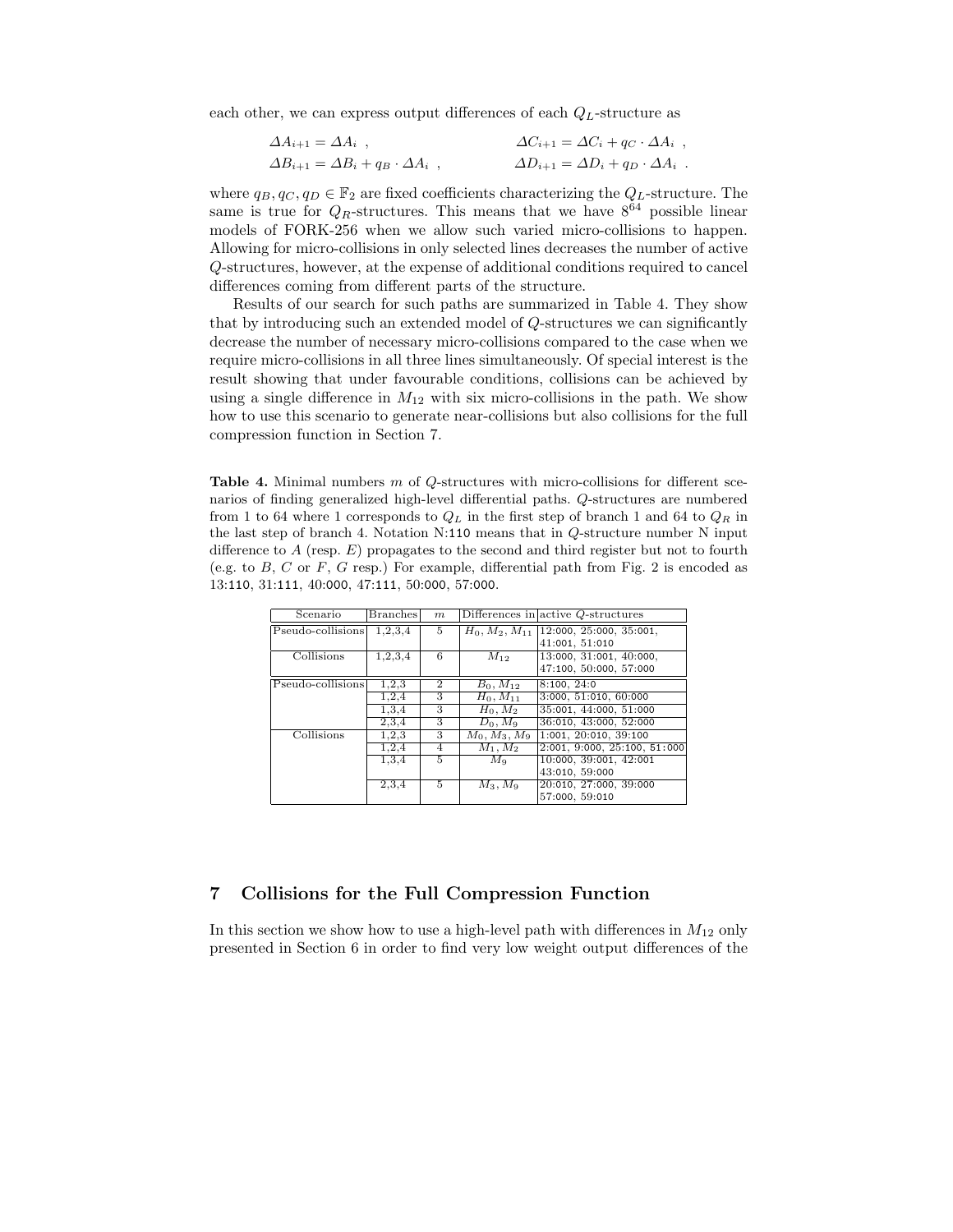each other, we can express output differences of each $Q_L$-structure as

$$
\begin{aligned}
\Delta A_{i+1} &= \Delta A_i \ , & \Delta C_{i+1} &= \Delta C_i + q_C \cdot \Delta A_i \ , \\
\Delta B_{i+1} &= \Delta B_i + q_B \cdot \Delta A_i \ , & \Delta D_{i+1} &= \Delta D_i + q_D \cdot \Delta A_i \ .
\end{aligned}
$$

where $q_B, q_C, q_D \in \mathbb{F}_2$ are fixed coefficients characterizing the $Q_L$-structure. The same is true for $Q_R$-structures. This means that we have $8^{64}$ possible linear models of FORK-256 when we allow such varied micro-collisions to happen. Allowing for micro-collisions in only selected lines decreases the number of active $Q$-structures, however, at the expense of additional conditions required to cancel differences coming from different parts of the structure.

Results of our search for such paths are summarized in Table 4. They show that by introducing such an extended model of $Q$-structures we can significantly decrease the number of necessary micro-collisions compared to the case when we require micro-collisions in all three lines simultaneously. Of special interest is the result showing that under favourable conditions, collisions can be achieved by using a single difference in $M_{12}$ with six micro-collisions in the path. We show how to use this scenario to generate near-collisions but also collisions for the full compression function in Section 7.

**Table 4.** Minimal numbers $m$ of $Q$-structures with micro-collisions for different scenarios of finding generalized high-level differential paths. $Q$-structures are numbered from 1 to 64 where 1 corresponds to $Q_L$ in the first step of branch 1 and 64 to $Q_R$ in the last step of branch 4. Notation N:110 means that in $Q$-structure number N input difference to $A$ (resp. $E$) propagates to the second and third register but not to fourth (e.g. to $B$, $C$ or $F$, $G$ resp.) For example, differential path from Fig. 2 is encoded as 13:110, 31:111, 40:000, 47:111, 50:000, 57:000.

| Scenario | Branches | $m$ | Differences in | active $Q$-structures |
|---|---|---|---|---|
| Pseudo-collisions | 1,2,3,4 | 5 | $H_0, M_2, M_{11}$ | 12:000, 25:000, 35:001, 41:001, 51:010 |
| Collisions | 1,2,3,4 | 6 | $M_{12}$ | 13:000, 31:001, 40:000, 47:100, 50:000, 57:000 |
| Pseudo-collisions | 1,2,3 | 2 | $B_0, M_{12}$ | 8:100, 24:0 |
| | 1,2,4 | 3 | $H_0, M_{11}$ | 3:000, 51:010, 60:000 |
| | 1,3,4 | 3 | $H_0, M_2$ | 35:001, 44:000, 51:000 |
| | 2,3,4 | 3 | $D_0, M_9$ | 36:010, 43:000, 52:000 |
| Collisions | 1,2,3 | 3 | $M_0, M_3, M_9$ | 1:001, 20:010, 39:100 |
| | 1,2,4 | 4 | $M_1, M_2$ | 2:001, 9:000, 25:100, 51:000 |
| | 1,3,4 | 5 | $M_9$ | 10:000, 39:001, 42:001 43:010, 59:000 |
| | 2,3,4 | 5 | $M_3, M_9$ | 20:010, 27:000, 39:000 57:000, 59:010 |

## 7 Collisions for the Full Compression Function

In this section we show how to use a high-level path with differences in $M_{12}$ only presented in Section 6 in order to find very low weight output differences of the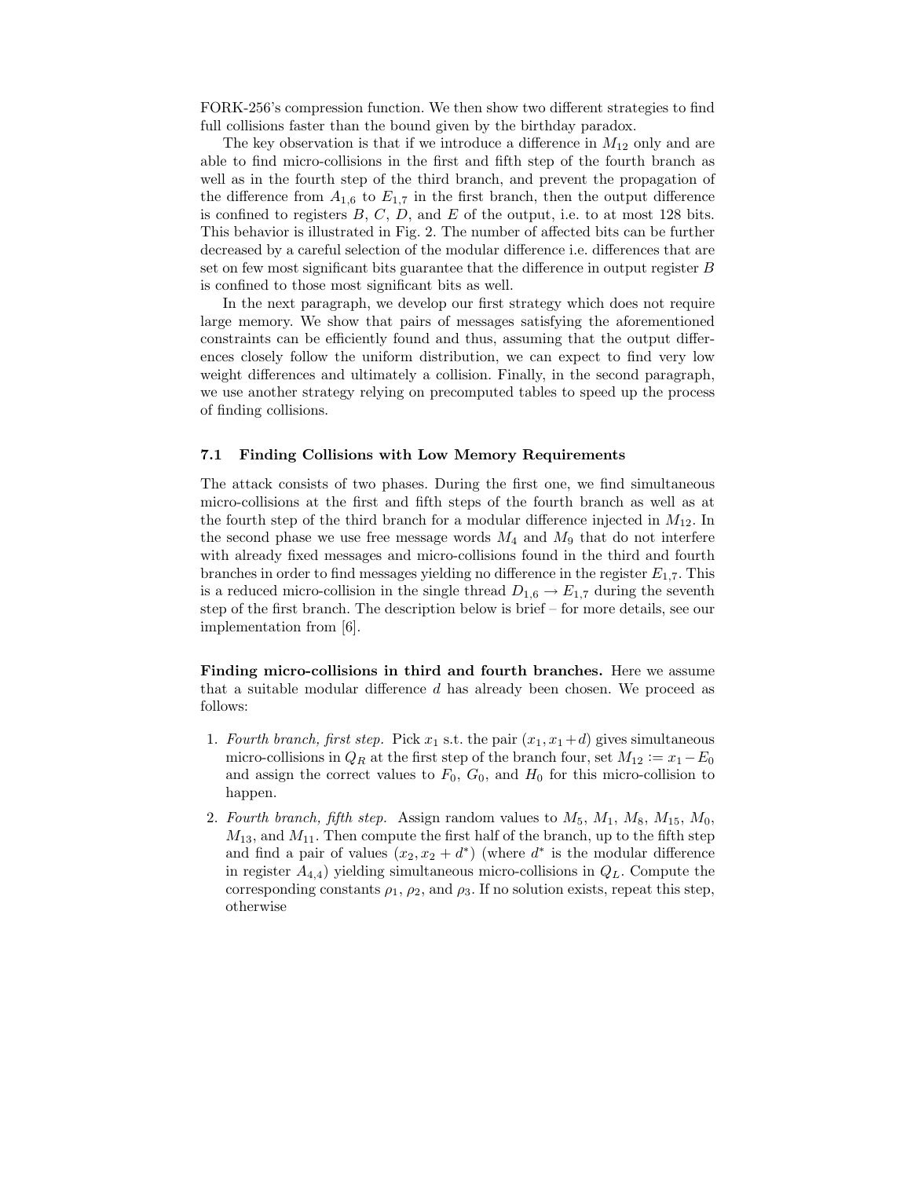FORK-256's compression function. We then show two different strategies to find full collisions faster than the bound given by the birthday paradox.

The key observation is that if we introduce a difference in $M_{12}$ only and are able to find micro-collisions in the first and fifth step of the fourth branch as well as in the fourth step of the third branch, and prevent the propagation of the difference from $A_{1,6}$ to $E_{1,7}$ in the first branch, then the output difference is confined to registers $B$, $C$, $D$, and $E$ of the output, i.e. to at most 128 bits. This behavior is illustrated in Fig. 2. The number of affected bits can be further decreased by a careful selection of the modular difference i.e. differences that are set on few most significant bits guarantee that the difference in output register $B$ is confined to those most significant bits as well.

In the next paragraph, we develop our first strategy which does not require large memory. We show that pairs of messages satisfying the aforementioned constraints can be efficiently found and thus, assuming that the output differences closely follow the uniform distribution, we can expect to find very low weight differences and ultimately a collision. Finally, in the second paragraph, we use another strategy relying on precomputed tables to speed up the process of finding collisions.

### 7.1 Finding Collisions with Low Memory Requirements

The attack consists of two phases. During the first one, we find simultaneous micro-collisions at the first and fifth steps of the fourth branch as well as at the fourth step of the third branch for a modular difference injected in $M_{12}$. In the second phase we use free message words $M_4$ and $M_9$ that do not interfere with already fixed messages and micro-collisions found in the third and fourth branches in order to find messages yielding no difference in the register $E_{1,7}$. This is a reduced micro-collision in the single thread $D_{1,6} \to E_{1,7}$ during the seventh step of the first branch. The description below is brief – for more details, see our implementation from [6].

**Finding micro-collisions in third and fourth branches.** Here we assume that a suitable modular difference $d$ has already been chosen. We proceed as follows:

1. *Fourth branch, first step.* Pick $x_1$ s.t. the pair $(x_1, x_1+d)$ gives simultaneous micro-collisions in $Q_R$ at the first step of the branch four, set $M_{12} := x_1 - E_0$ and assign the correct values to $F_0$, $G_0$, and $H_0$ for this micro-collision to happen.
2. *Fourth branch, fifth step.* Assign random values to $M_5$, $M_1$, $M_8$, $M_{15}$, $M_0$, $M_{13}$, and $M_{11}$. Then compute the first half of the branch, up to the fifth step and find a pair of values $(x_2, x_2 + d^*)$ (where $d^*$ is the modular difference in register $A_{4,4}$) yielding simultaneous micro-collisions in $Q_L$. Compute the corresponding constants $\rho_1$, $\rho_2$, and $\rho_3$. If no solution exists, repeat this step, otherwise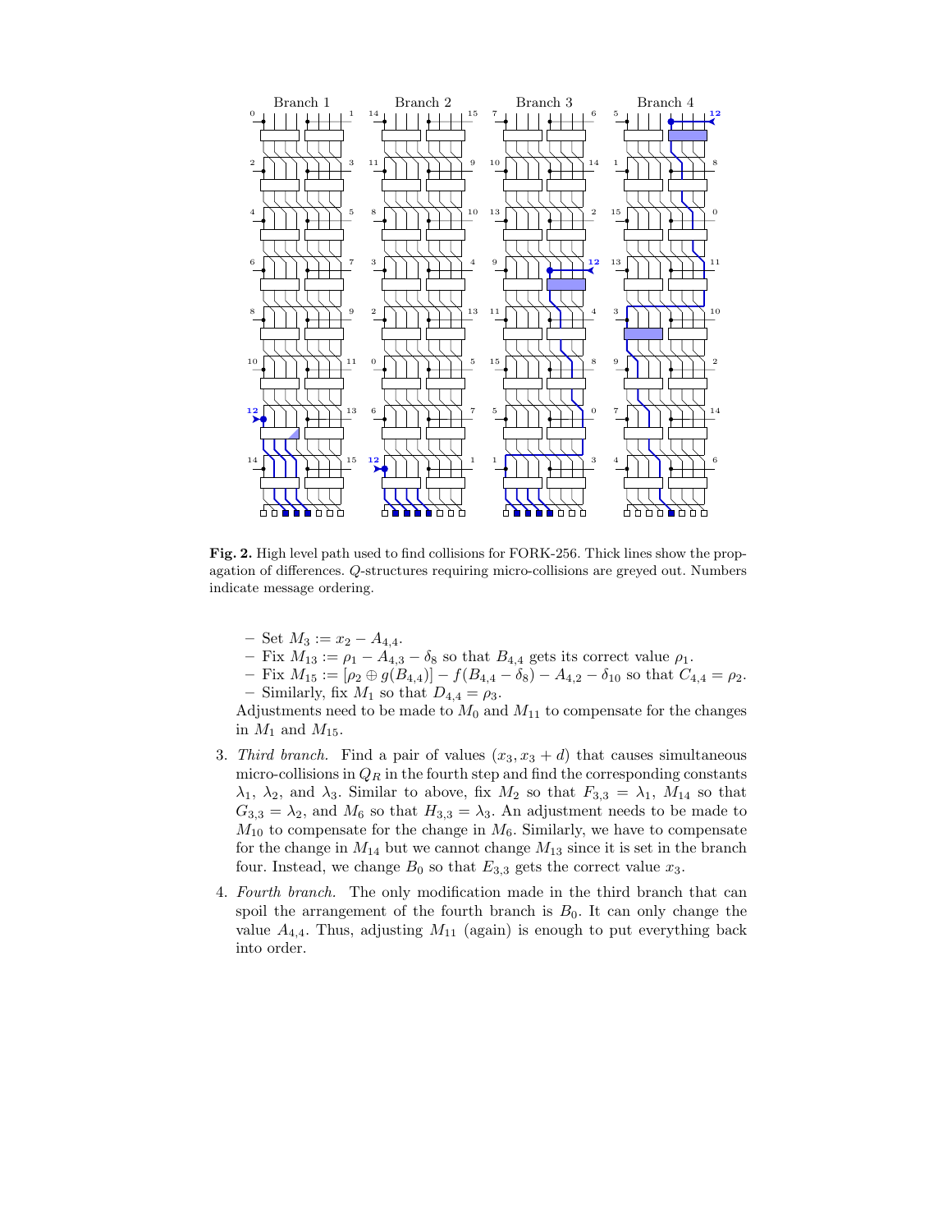**Fig. 2.** High level path used to find collisions for FORK-256. Thick lines show the propagation of differences. $Q$-structures requiring micro-collisions are greyed out. Numbers indicate message ordering.

- Set $M_3 := x_2 - A_{4,4}$.
- Fix $M_{13} := \rho_1 - A_{4,3} - \delta_8$ so that $B_{4,4}$ gets its correct value $\rho_1$.
- Fix $M_{15} := [\rho_2 \oplus g(B_{4,4})] - f(B_{4,4} - \delta_8) - A_{4,2} - \delta_{10}$ so that $C_{4,4} = \rho_2$.
- Similarly, fix $M_1$ so that $D_{4,4} = \rho_3$.

Adjustments need to be made to $M_0$ and $M_{11}$ to compensate for the changes in $M_1$ and $M_{15}$.

3. *Third branch.* Find a pair of values $(x_3, x_3 + d)$ that causes simultaneous micro-collisions in $Q_R$ in the fourth step and find the corresponding constants $\lambda_1$, $\lambda_2$, and $\lambda_3$. Similar to above, fix $M_2$ so that $F_{3,3} = \lambda_1$, $M_{14}$ so that $G_{3,3} = \lambda_2$, and $M_6$ so that $H_{3,3} = \lambda_3$. An adjustment needs to be made to $M_{10}$ to compensate for the change in $M_6$. Similarly, we have to compensate for the change in $M_{14}$ but we cannot change $M_{13}$ since it is set in the branch four. Instead, we change $B_0$ so that $E_{3,3}$ gets the correct value $x_3$.
4. *Fourth branch.* The only modification made in the third branch that can spoil the arrangement of the fourth branch is $B_0$. It can only change the value $A_{4,4}$. Thus, adjusting $M_{11}$ (again) is enough to put everything back into order.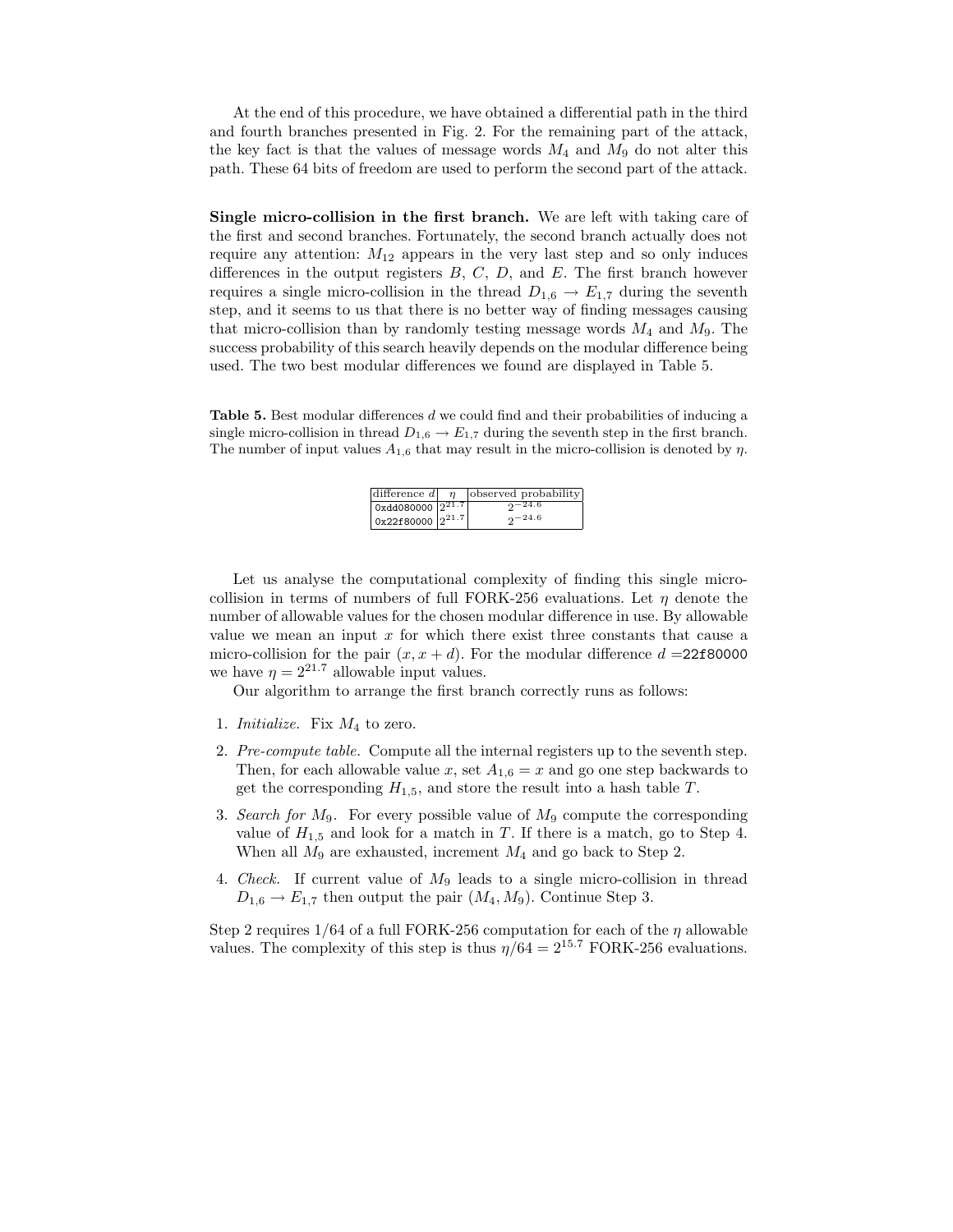At the end of this procedure, we have obtained a differential path in the third and fourth branches presented in Fig. 2. For the remaining part of the attack, the key fact is that the values of message words $M_4$ and $M_9$ do not alter this path. These 64 bits of freedom are used to perform the second part of the attack.

**Single micro-collision in the first branch.** We are left with taking care of the first and second branches. Fortunately, the second branch actually does not require any attention: $M_{12}$ appears in the very last step and so only induces differences in the output registers $B$, $C$, $D$, and $E$. The first branch however requires a single micro-collision in the thread $D_{1,6} \to E_{1,7}$ during the seventh step, and it seems to us that there is no better way of finding messages causing that micro-collision than by randomly testing message words $M_4$ and $M_9$. The success probability of this search heavily depends on the modular difference being used. The two best modular differences we found are displayed in Table 5.

**Table 5.** Best modular differences $d$ we could find and their probabilities of inducing a single micro-collision in thread $D_{1,6} \to E_{1,7}$ during the seventh step in the first branch. The number of input values $A_{1,6}$ that may result in the micro-collision is denoted by $\eta$.

| difference $d$ | $\eta$ | observed probability |
|---|---|---|
| `0xdd080000` | $2^{21.7}$ | $2^{-24.6}$ |
| `0x22f80000` | $2^{21.7}$ | $2^{-24.6}$ |

Let us analyse the computational complexity of finding this single micro-collision in terms of numbers of full FORK-256 evaluations. Let $\eta$ denote the number of allowable values for the chosen modular difference in use. By allowable value we mean an input $x$ for which there exist three constants that cause a micro-collision for the pair $(x, x + d)$. For the modular difference $d =$ `22f80000` we have $\eta = 2^{21.7}$ allowable input values.

Our algorithm to arrange the first branch correctly runs as follows:

1. *Initialize.* Fix $M_4$ to zero.
2. *Pre-compute table.* Compute all the internal registers up to the seventh step. Then, for each allowable value $x$, set $A_{1,6} = x$ and go one step backwards to get the corresponding $H_{1,5}$, and store the result into a hash table $T$.
3. *Search for $M_9$.* For every possible value of $M_9$ compute the corresponding value of $H_{1,5}$ and look for a match in $T$. If there is a match, go to Step 4. When all $M_9$ are exhausted, increment $M_4$ and go back to Step 2.
4. *Check.* If current value of $M_9$ leads to a single micro-collision in thread $D_{1,6} \to E_{1,7}$ then output the pair $(M_4, M_9)$. Continue Step 3.

Step 2 requires 1/64 of a full FORK-256 computation for each of the $\eta$ allowable values. The complexity of this step is thus $\eta/64 = 2^{15.7}$ FORK-256 evaluations.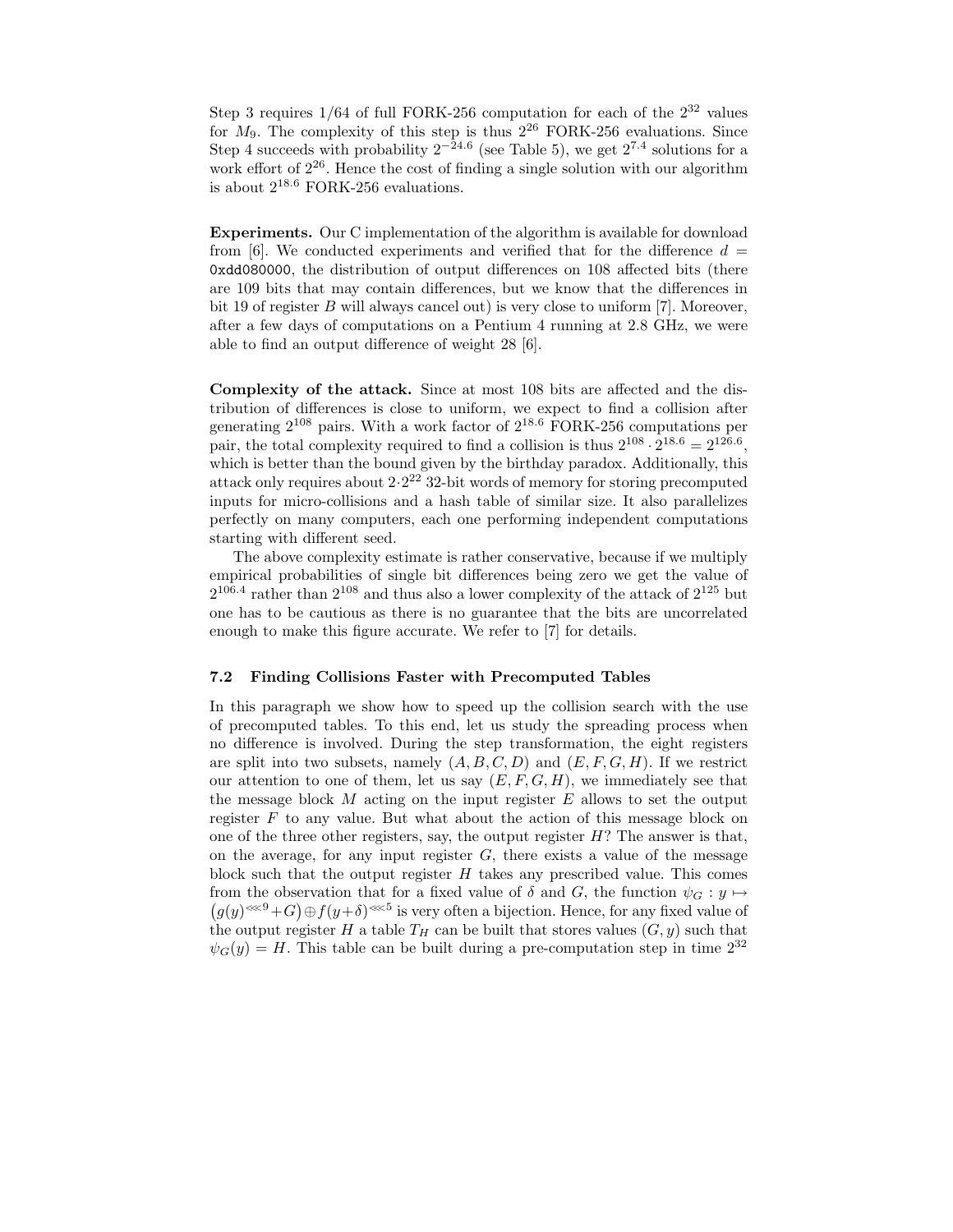Step 3 requires 1/64 of full FORK-256 computation for each of the $2^{32}$ values for $M_9$. The complexity of this step is thus $2^{26}$ FORK-256 evaluations. Since Step 4 succeeds with probability $2^{-24.6}$ (see Table 5), we get $2^{7.4}$ solutions for a work effort of $2^{26}$. Hence the cost of finding a single solution with our algorithm is about $2^{18.6}$ FORK-256 evaluations.

**Experiments.** Our C implementation of the algorithm is available for download from [6]. We conducted experiments and verified that for the difference $d =$ `0xdd080000`, the distribution of output differences on 108 affected bits (there are 109 bits that may contain differences, but we know that the differences in bit 19 of register $B$ will always cancel out) is very close to uniform [7]. Moreover, after a few days of computations on a Pentium 4 running at 2.8 GHz, we were able to find an output difference of weight 28 [6].

**Complexity of the attack.** Since at most 108 bits are affected and the distribution of differences is close to uniform, we expect to find a collision after generating $2^{108}$ pairs. With a work factor of $2^{18.6}$ FORK-256 computations per pair, the total complexity required to find a collision is thus $2^{108} \cdot 2^{18.6} = 2^{126.6}$, which is better than the bound given by the birthday paradox. Additionally, this attack only requires about $2 \cdot 2^{22}$ 32-bit words of memory for storing precomputed inputs for micro-collisions and a hash table of similar size. It also parallelizes perfectly on many computers, each one performing independent computations starting with different seed.

The above complexity estimate is rather conservative, because if we multiply empirical probabilities of single bit differences being zero we get the value of $2^{106.4}$ rather than $2^{108}$ and thus also a lower complexity of the attack of $2^{125}$ but one has to be cautious as there is no guarantee that the bits are uncorrelated enough to make this figure accurate. We refer to [7] for details.

### 7.2 Finding Collisions Faster with Precomputed Tables

In this paragraph we show how to speed up the collision search with the use of precomputed tables. To this end, let us study the spreading process when no difference is involved. During the step transformation, the eight registers are split into two subsets, namely $(A, B, C, D)$ and $(E, F, G, H)$. If we restrict our attention to one of them, let us say $(E, F, G, H)$, we immediately see that the message block $M$ acting on the input register $E$ allows to set the output register $F$ to any value. But what about the action of this message block on one of the three other registers, say, the output register $H$? The answer is that, on the average, for any input register $G$, there exists a value of the message block such that the output register $H$ takes any prescribed value. This comes from the observation that for a fixed value of $\delta$ and $G$, the function $\psi_G : y \mapsto \big(g(y)^{\lll 9} + G\big) \oplus f(y+\delta)^{\lll 5}$ is very often a bijection. Hence, for any fixed value of the output register $H$ a table $T_H$ can be built that stores values $(G, y)$ such that $\psi_G(y) = H$. This table can be built during a pre-computation step in time $2^{32}$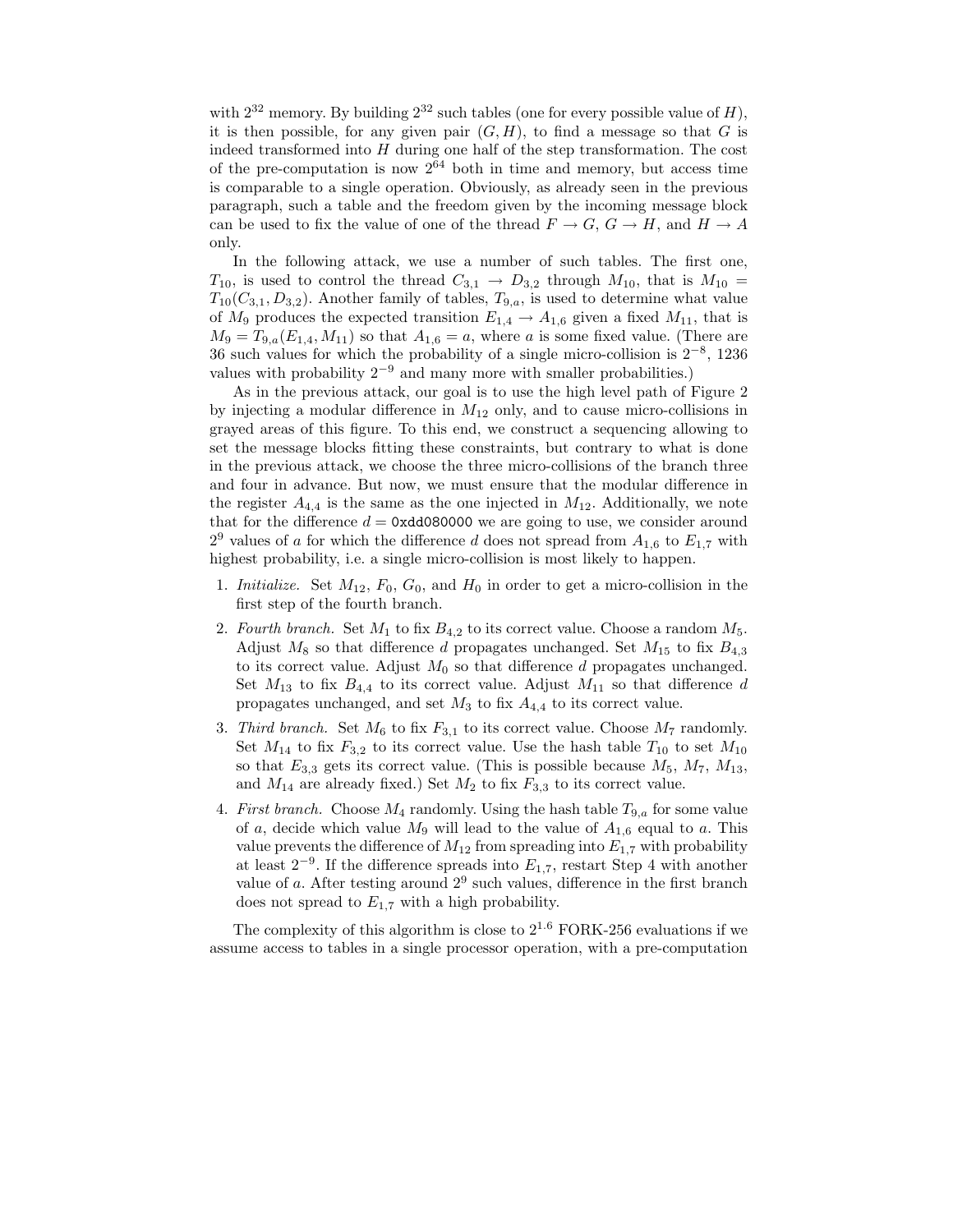with $2^{32}$ memory. By building $2^{32}$ such tables (one for every possible value of $H$), it is then possible, for any given pair $(G, H)$, to find a message so that $G$ is indeed transformed into $H$ during one half of the step transformation. The cost of the pre-computation is now $2^{64}$ both in time and memory, but access time is comparable to a single operation. Obviously, as already seen in the previous paragraph, such a table and the freedom given by the incoming message block can be used to fix the value of one of the thread $F \rightarrow G$, $G \rightarrow H$, and $H \rightarrow A$ only.

In the following attack, we use a number of such tables. The first one, $T_{10}$, is used to control the thread $C_{3,1} \rightarrow D_{3,2}$ through $M_{10}$, that is $M_{10} = T_{10}(C_{3,1}, D_{3,2})$. Another family of tables, $T_{9,a}$, is used to determine what value of $M_9$ produces the expected transition $E_{1,4} \rightarrow A_{1,6}$ given a fixed $M_{11}$, that is $M_9 = T_{9,a}(E_{1,4}, M_{11})$ so that $A_{1,6} = a$, where $a$ is some fixed value. (There are 36 such values for which the probability of a single micro-collision is $2^{-8}$, 1236 values with probability $2^{-9}$ and many more with smaller probabilities.)

As in the previous attack, our goal is to use the high level path of Figure 2 by injecting a modular difference in $M_{12}$ only, and to cause micro-collisions in grayed areas of this figure. To this end, we construct a sequencing allowing to set the message blocks fitting these constraints, but contrary to what is done in the previous attack, we choose the three micro-collisions of the branch three and four in advance. But now, we must ensure that the modular difference in the register $A_{4,4}$ is the same as the one injected in $M_{12}$. Additionally, we note that for the difference $d =$ `0xdd080000` we are going to use, we consider around $2^9$ values of $a$ for which the difference $d$ does not spread from $A_{1,6}$ to $E_{1,7}$ with highest probability, i.e. a single micro-collision is most likely to happen.

1. *Initialize.* Set $M_{12}$, $F_0$, $G_0$, and $H_0$ in order to get a micro-collision in the first step of the fourth branch.
2. *Fourth branch.* Set $M_1$ to fix $B_{4,2}$ to its correct value. Choose a random $M_5$. Adjust $M_8$ so that difference $d$ propagates unchanged. Set $M_{15}$ to fix $B_{4,3}$ to its correct value. Adjust $M_0$ so that difference $d$ propagates unchanged. Set $M_{13}$ to fix $B_{4,4}$ to its correct value. Adjust $M_{11}$ so that difference $d$ propagates unchanged, and set $M_3$ to fix $A_{4,4}$ to its correct value.
3. *Third branch.* Set $M_6$ to fix $F_{3,1}$ to its correct value. Choose $M_7$ randomly. Set $M_{14}$ to fix $F_{3,2}$ to its correct value. Use the hash table $T_{10}$ to set $M_{10}$ so that $E_{3,3}$ gets its correct value. (This is possible because $M_5$, $M_7$, $M_{13}$, and $M_{14}$ are already fixed.) Set $M_2$ to fix $F_{3,3}$ to its correct value.
4. *First branch.* Choose $M_4$ randomly. Using the hash table $T_{9,a}$ for some value of $a$, decide which value $M_9$ will lead to the value of $A_{1,6}$ equal to $a$. This value prevents the difference of $M_{12}$ from spreading into $E_{1,7}$ with probability at least $2^{-9}$. If the difference spreads into $E_{1,7}$, restart Step 4 with another value of $a$. After testing around $2^9$ such values, difference in the first branch does not spread to $E_{1,7}$ with a high probability.

The complexity of this algorithm is close to $2^{1.6}$ FORK-256 evaluations if we assume access to tables in a single processor operation, with a pre-computation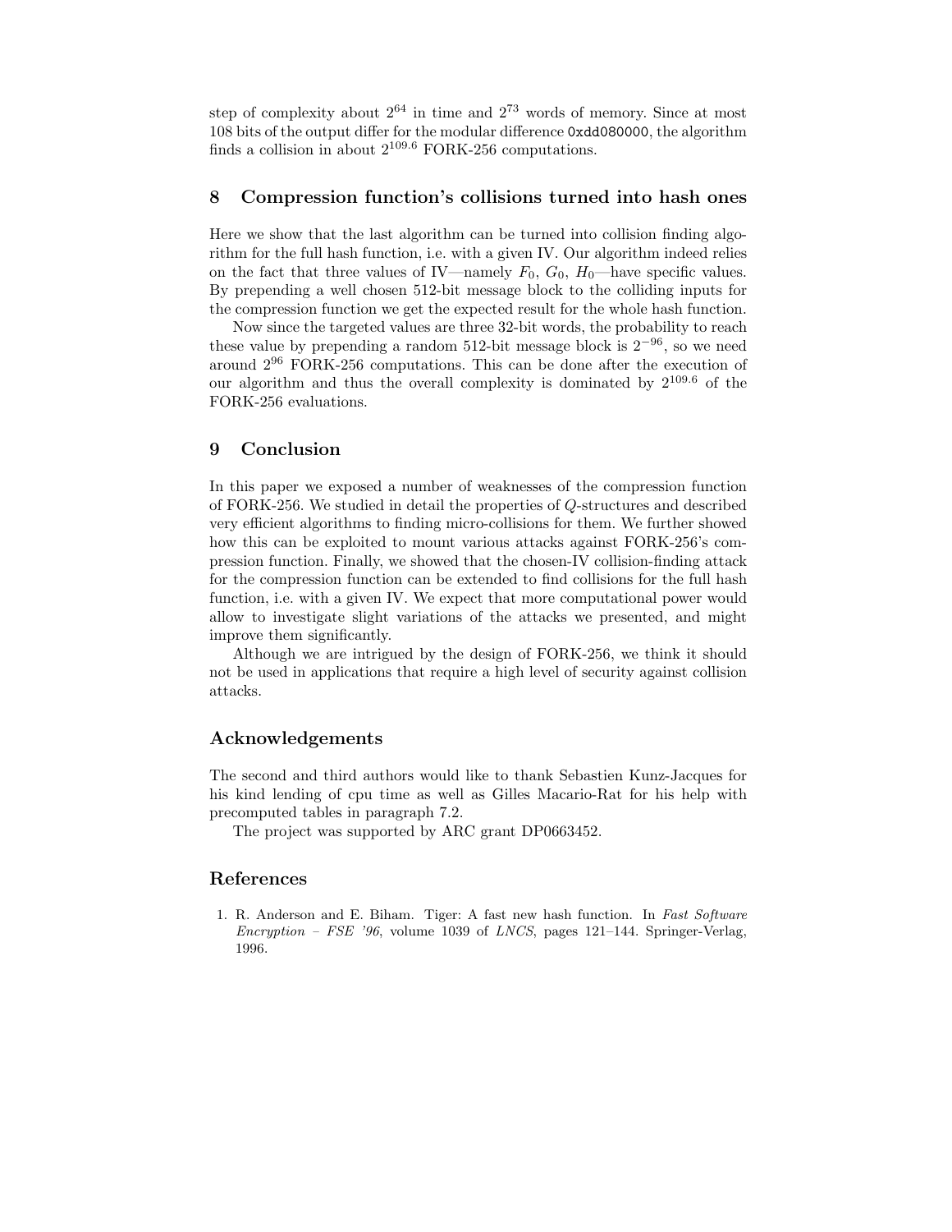step of complexity about $2^{64}$ in time and $2^{73}$ words of memory. Since at most 108 bits of the output differ for the modular difference `0xdd080000`, the algorithm finds a collision in about $2^{109.6}$ FORK-256 computations.

## 8 Compression function's collisions turned into hash ones

Here we show that the last algorithm can be turned into collision finding algorithm for the full hash function, i.e. with a given IV. Our algorithm indeed relies on the fact that three values of IV—namely $F_0$, $G_0$, $H_0$—have specific values. By prepending a well chosen 512-bit message block to the colliding inputs for the compression function we get the expected result for the whole hash function.

Now since the targeted values are three 32-bit words, the probability to reach these value by prepending a random 512-bit message block is $2^{-96}$, so we need around $2^{96}$ FORK-256 computations. This can be done after the execution of our algorithm and thus the overall complexity is dominated by $2^{109.6}$ of the FORK-256 evaluations.

## 9 Conclusion

In this paper we exposed a number of weaknesses of the compression function of FORK-256. We studied in detail the properties of $Q$-structures and described very efficient algorithms to finding micro-collisions for them. We further showed how this can be exploited to mount various attacks against FORK-256's compression function. Finally, we showed that the chosen-IV collision-finding attack for the compression function can be extended to find collisions for the full hash function, i.e. with a given IV. We expect that more computational power would allow to investigate slight variations of the attacks we presented, and might improve them significantly.

Although we are intrigued by the design of FORK-256, we think it should not be used in applications that require a high level of security against collision attacks.

## Acknowledgements

The second and third authors would like to thank Sebastien Kunz-Jacques for his kind lending of cpu time as well as Gilles Macario-Rat for his help with precomputed tables in paragraph 7.2.

The project was supported by ARC grant DP0663452.

## References

1. R. Anderson and E. Biham. Tiger: A fast new hash function. In *Fast Software Encryption – FSE '96*, volume 1039 of *LNCS*, pages 121–144. Springer-Verlag, 1996.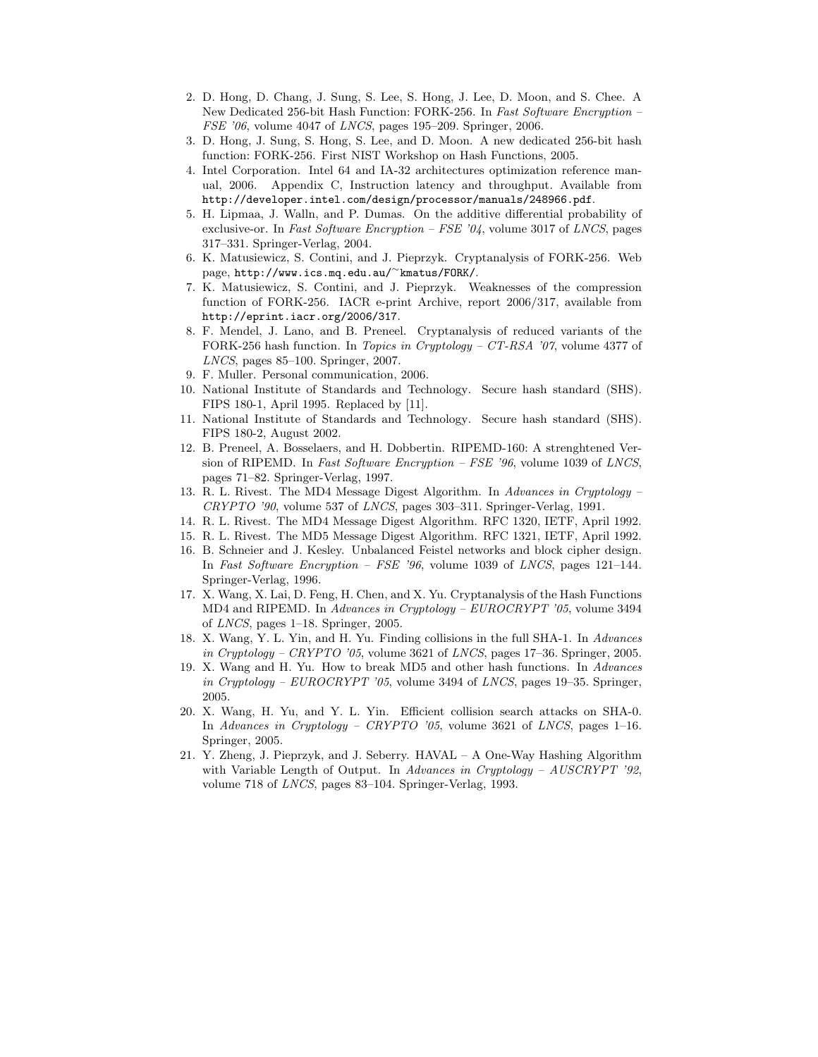2. D. Hong, D. Chang, J. Sung, S. Lee, S. Hong, J. Lee, D. Moon, and S. Chee. A New Dedicated 256-bit Hash Function: FORK-256. In *Fast Software Encryption – FSE '06*, volume 4047 of *LNCS*, pages 195–209. Springer, 2006.
3. D. Hong, J. Sung, S. Hong, S. Lee, and D. Moon. A new dedicated 256-bit hash function: FORK-256. First NIST Workshop on Hash Functions, 2005.
4. Intel Corporation. Intel 64 and IA-32 architectures optimization reference manual, 2006. Appendix C, Instruction latency and throughput. Available from `http://developer.intel.com/design/processor/manuals/248966.pdf`.
5. H. Lipmaa, J. Walln, and P. Dumas. On the additive differential probability of exclusive-or. In *Fast Software Encryption – FSE '04*, volume 3017 of *LNCS*, pages 317–331. Springer-Verlag, 2004.
6. K. Matusiewicz, S. Contini, and J. Pieprzyk. Cryptanalysis of FORK-256. Web page, `http://www.ics.mq.edu.au/~kmatus/FORK/`.
7. K. Matusiewicz, S. Contini, and J. Pieprzyk. Weaknesses of the compression function of FORK-256. IACR e-print Archive, report 2006/317, available from `http://eprint.iacr.org/2006/317`.
8. F. Mendel, J. Lano, and B. Preneel. Cryptanalysis of reduced variants of the FORK-256 hash function. In *Topics in Cryptology – CT-RSA '07*, volume 4377 of *LNCS*, pages 85–100. Springer, 2007.
9. F. Muller. Personal communication, 2006.
10. National Institute of Standards and Technology. Secure hash standard (SHS). FIPS 180-1, April 1995. Replaced by [11].
11. National Institute of Standards and Technology. Secure hash standard (SHS). FIPS 180-2, August 2002.
12. B. Preneel, A. Bosselaers, and H. Dobbertin. RIPEMD-160: A strenghtened Version of RIPEMD. In *Fast Software Encryption – FSE '96*, volume 1039 of *LNCS*, pages 71–82. Springer-Verlag, 1997.
13. R. L. Rivest. The MD4 Message Digest Algorithm. In *Advances in Cryptology – CRYPTO '90*, volume 537 of *LNCS*, pages 303–311. Springer-Verlag, 1991.
14. R. L. Rivest. The MD4 Message Digest Algorithm. RFC 1320, IETF, April 1992.
15. R. L. Rivest. The MD5 Message Digest Algorithm. RFC 1321, IETF, April 1992.
16. B. Schneier and J. Kesley. Unbalanced Feistel networks and block cipher design. In *Fast Software Encryption – FSE '96*, volume 1039 of *LNCS*, pages 121–144. Springer-Verlag, 1996.
17. X. Wang, X. Lai, D. Feng, H. Chen, and X. Yu. Cryptanalysis of the Hash Functions MD4 and RIPEMD. In *Advances in Cryptology – EUROCRYPT '05*, volume 3494 of *LNCS*, pages 1–18. Springer, 2005.
18. X. Wang, Y. L. Yin, and H. Yu. Finding collisions in the full SHA-1. In *Advances in Cryptology – CRYPTO '05*, volume 3621 of *LNCS*, pages 17–36. Springer, 2005.
19. X. Wang and H. Yu. How to break MD5 and other hash functions. In *Advances in Cryptology – EUROCRYPT '05*, volume 3494 of *LNCS*, pages 19–35. Springer, 2005.
20. X. Wang, H. Yu, and Y. L. Yin. Efficient collision search attacks on SHA-0. In *Advances in Cryptology – CRYPTO '05*, volume 3621 of *LNCS*, pages 1–16. Springer, 2005.
21. Y. Zheng, J. Pieprzyk, and J. Seberry. HAVAL – A One-Way Hashing Algorithm with Variable Length of Output. In *Advances in Cryptology – AUSCRYPT '92*, volume 718 of *LNCS*, pages 83–104. Springer-Verlag, 1993.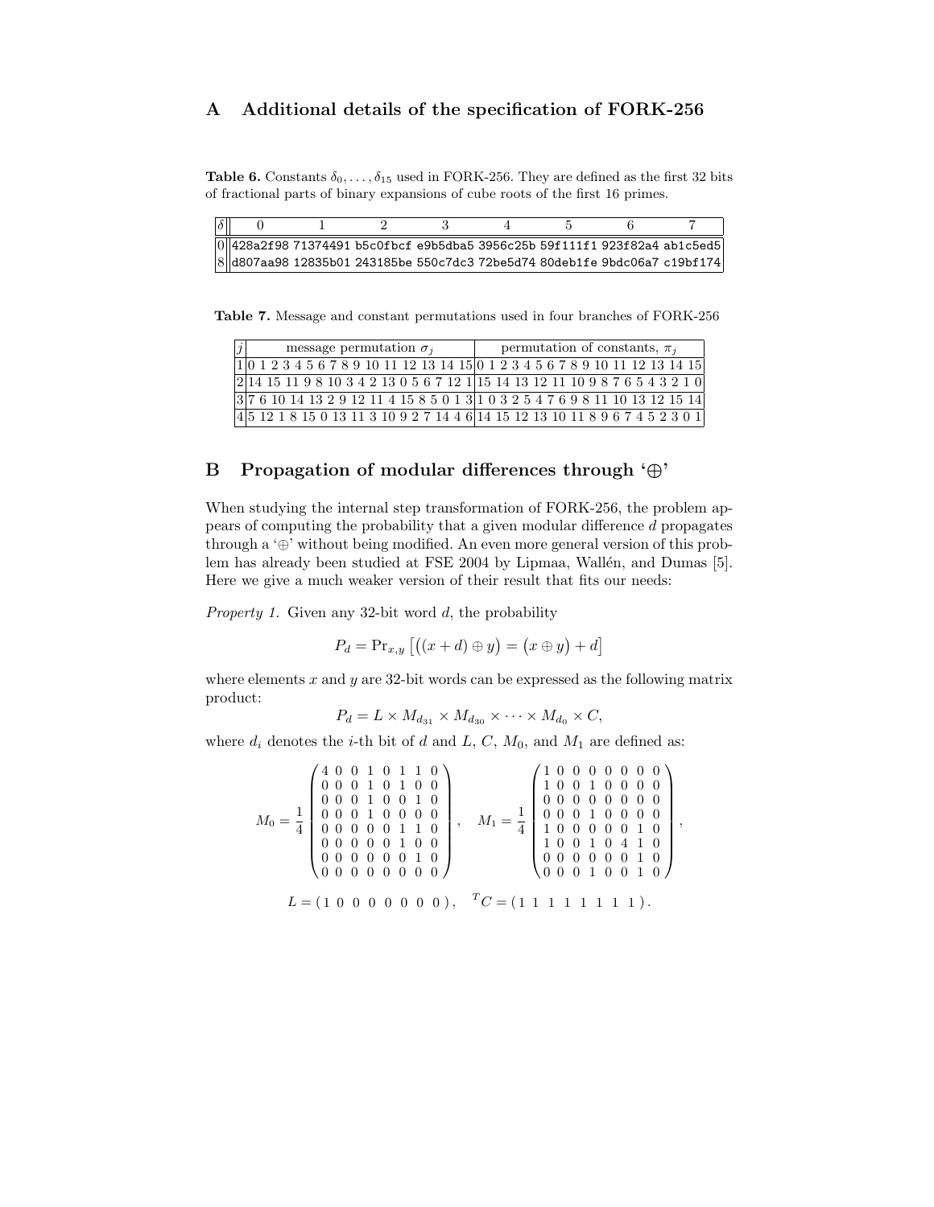## A Additional details of the specification of FORK-256

**Table 6.** Constants $\delta_0, \ldots, \delta_{15}$ used in FORK-256. They are defined as the first 32 bits of fractional parts of binary expansions of cube roots of the first 16 primes.

| $\delta$ | 0 | 1 | 2 | 3 | 4 | 5 | 6 | 7 |
|---|---|---|---|---|---|---|---|---|
| 0 | 428a2f98 | 71374491 | b5c0fbcf | e9b5dba5 | 3956c25b | 59f111f1 | 923f82a4 | ab1c5ed5 |
| 8 | d807aa98 | 12835b01 | 243185be | 550c7dc3 | 72be5d74 | 80deb1fe | 9bdc06a7 | c19bf174 |

**Table 7.** Message and constant permutations used in four branches of FORK-256

| $j$ | message permutation $\sigma_j$ | permutation of constants, $\pi_j$ |
|---|---|---|
| 1 | 0 1 2 3 4 5 6 7 8 9 10 11 12 13 14 15 | 0 1 2 3 4 5 6 7 8 9 10 11 12 13 14 15 |
| 2 | 14 15 11 9 8 10 3 4 2 13 0 5 6 7 12 1 | 15 14 13 12 11 10 9 8 7 6 5 4 3 2 1 0 |
| 3 | 7 6 10 14 13 2 9 12 11 4 15 8 5 0 1 3 | 1 0 3 2 5 4 7 6 9 8 11 10 13 12 15 14 |
| 4 | 5 12 1 8 15 0 13 11 3 10 9 2 7 14 4 6 | 14 15 12 13 10 11 8 9 6 7 4 5 2 3 0 1 |

## B Propagation of modular differences through '$\oplus$'

When studying the internal step transformation of FORK-256, the problem appears of computing the probability that a given modular difference $d$ propagates through a '$\oplus$' without being modified. An even more general version of this problem has already been studied at FSE 2004 by Lipmaa, Wallén, and Dumas [5]. Here we give a much weaker version of their result that fits our needs:

*Property 1.* Given any 32-bit word $d$, the probability

$$P_d = \Pr_{x,y}\left[\big((x+d)\oplus y\big) = \big(x \oplus y\big) + d\right]$$

where elements $x$ and $y$ are 32-bit words can be expressed as the following matrix product:

$$P_d = L \times M_{d_{31}} \times M_{d_{30}} \times \cdots \times M_{d_0} \times C,$$

where $d_i$ denotes the $i$-th bit of $d$ and $L$, $C$, $M_0$, and $M_1$ are defined as:

$$M_0 = \frac{1}{4}\begin{pmatrix} 4&0&0&1&0&1&1&0 \\ 0&0&0&1&0&1&0&0 \\ 0&0&0&1&0&0&1&0 \\ 0&0&0&1&0&0&0&0 \\ 0&0&0&0&0&1&1&0 \\ 0&0&0&0&0&1&0&0 \\ 0&0&0&0&0&0&1&0 \\ 0&0&0&0&0&0&0&0 \end{pmatrix}, \quad M_1 = \frac{1}{4}\begin{pmatrix} 1&0&0&0&0&0&0&0 \\ 1&0&0&1&0&0&0&0 \\ 0&0&0&0&0&0&0&0 \\ 0&0&0&1&0&0&0&0 \\ 1&0&0&0&0&0&1&0 \\ 1&0&0&1&0&4&1&0 \\ 0&0&0&0&0&0&1&0 \\ 0&0&0&1&0&0&1&0 \end{pmatrix},$$

$$L = \begin{pmatrix} 1&0&0&0&0&0&0&0 \end{pmatrix}, \quad {}^{T}C = \begin{pmatrix} 1&1&1&1&1&1&1&1 \end{pmatrix}.$$